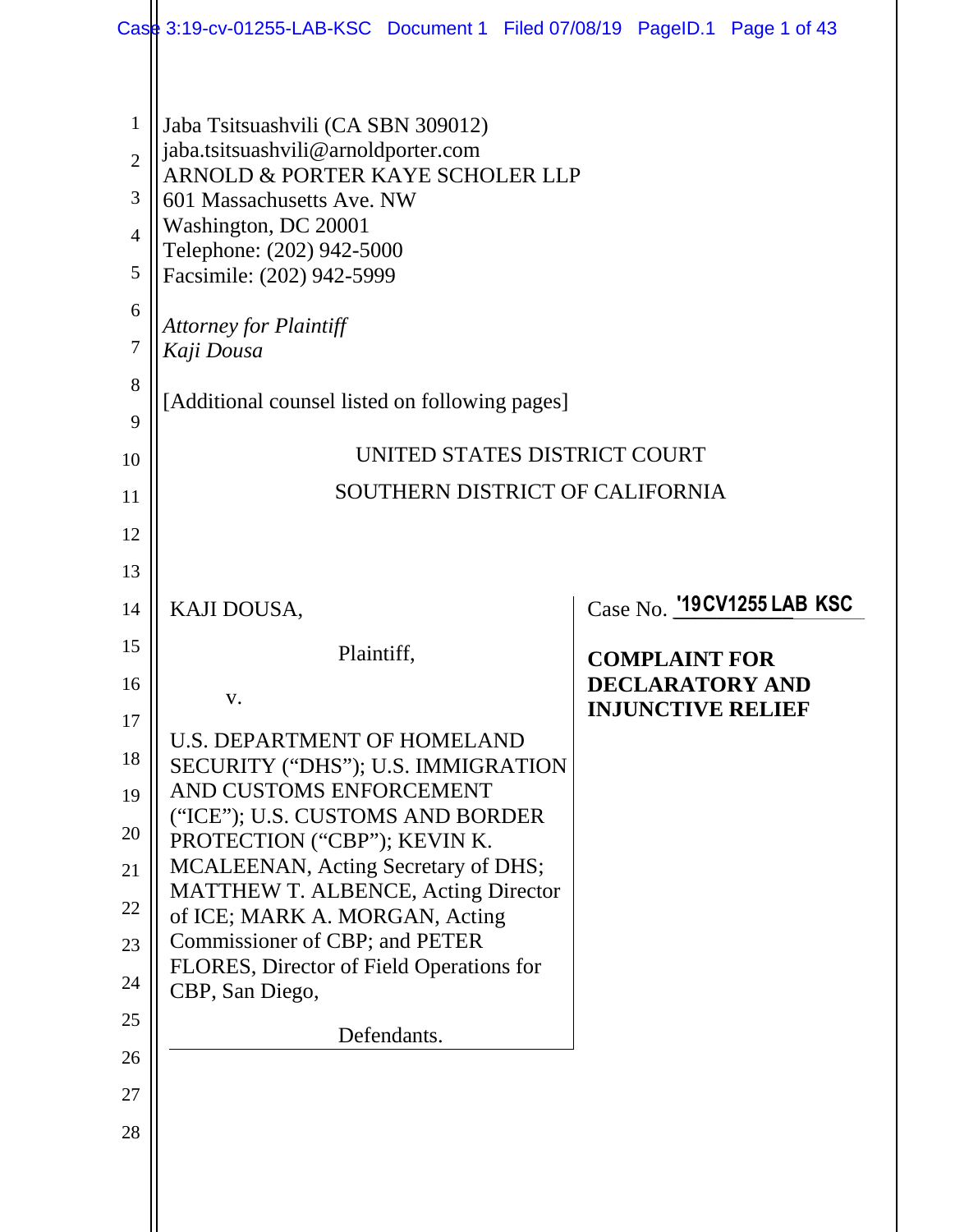Jaba Tsitsuashvili (CA SBN 309012)
jaba.tsitsuashvili@arnoldporter.com
ARNOLD & PORTER KAYE SCHOLER LLP
601 Massachusetts Ave. NW
Washington, DC 20001
Telephone: (202) 942-5000
Facsimile: (202) 942-5999

*Attorney for Plaintiff*
*Kaji Dousa*

[Additional counsel listed on following pages]

UNITED STATES DISTRICT COURT

SOUTHERN DISTRICT OF CALIFORNIA

KAJI DOUSA,

Plaintiff,

v.

U.S. DEPARTMENT OF HOMELAND SECURITY ("DHS"); U.S. IMMIGRATION AND CUSTOMS ENFORCEMENT ("ICE"); U.S. CUSTOMS AND BORDER PROTECTION ("CBP"); KEVIN K. MCALEENAN, Acting Secretary of DHS; MATTHEW T. ALBENCE, Acting Director of ICE; MARK A. MORGAN, Acting Commissioner of CBP; and PETER FLORES, Director of Field Operations for CBP, San Diego,

Defendants.

Case No. '19CV1255 LAB KSC

**COMPLAINT FOR DECLARATORY AND INJUNCTIVE RELIEF**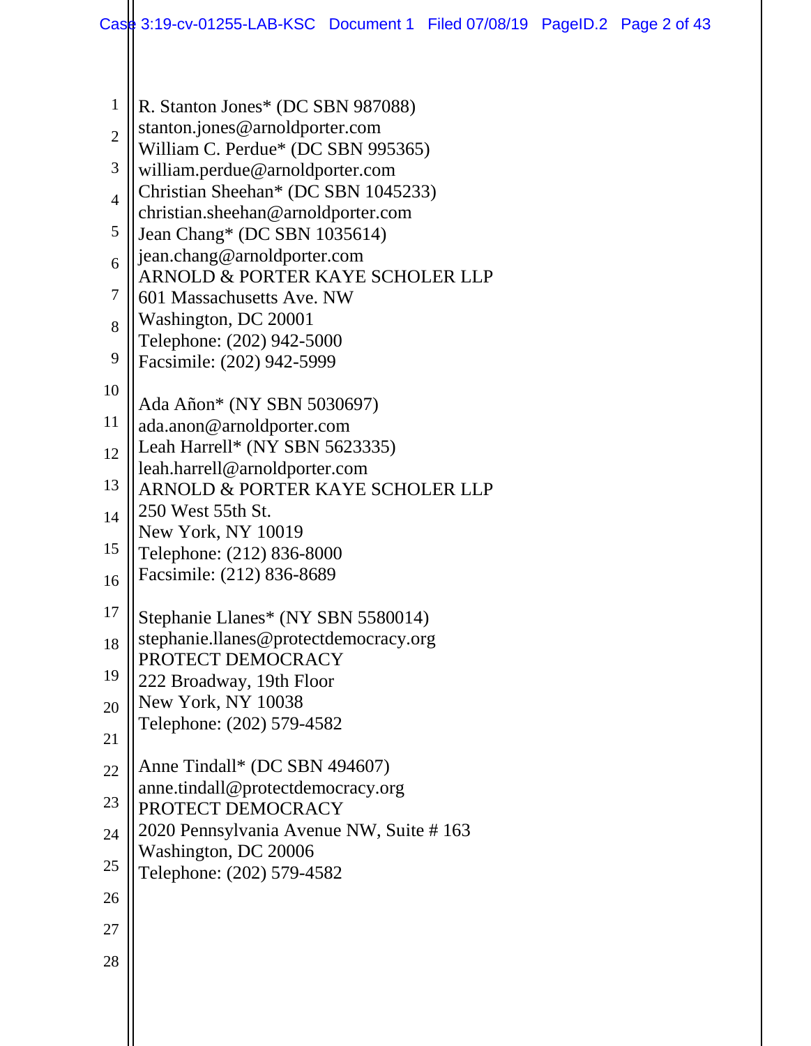R. Stanton Jones* (DC SBN 987088)
stanton.jones@arnoldporter.com
William C. Perdue* (DC SBN 995365)
william.perdue@arnoldporter.com
Christian Sheehan* (DC SBN 1045233)
christian.sheehan@arnoldporter.com
Jean Chang* (DC SBN 1035614)
jean.chang@arnoldporter.com
ARNOLD & PORTER KAYE SCHOLER LLP
601 Massachusetts Ave. NW
Washington, DC 20001
Telephone: (202) 942-5000
Facsimile: (202) 942-5999

Ada Añon* (NY SBN 5030697)
ada.anon@arnoldporter.com
Leah Harrell* (NY SBN 5623335)
leah.harrell@arnoldporter.com
ARNOLD & PORTER KAYE SCHOLER LLP
250 West 55th St.
New York, NY 10019
Telephone: (212) 836-8000
Facsimile: (212) 836-8689

Stephanie Llanes* (NY SBN 5580014)
stephanie.llanes@protectdemocracy.org
PROTECT DEMOCRACY
222 Broadway, 19th Floor
New York, NY 10038
Telephone: (202) 579-4582

Anne Tindall* (DC SBN 494607)
anne.tindall@protectdemocracy.org
PROTECT DEMOCRACY
2020 Pennsylvania Avenue NW, Suite # 163
Washington, DC 20006
Telephone: (202) 579-4582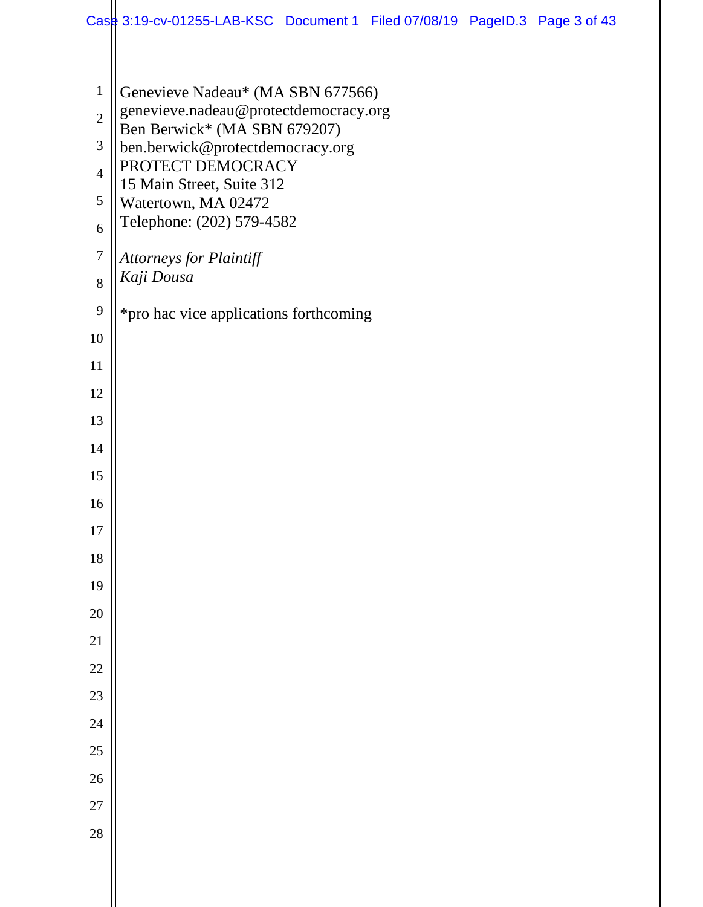Genevieve Nadeau* (MA SBN 677566)
genevieve.nadeau@protectdemocracy.org
Ben Berwick* (MA SBN 679207)
ben.berwick@protectdemocracy.org
PROTECT DEMOCRACY
15 Main Street, Suite 312
Watertown, MA 02472
Telephone: (202) 579-4582

*Attorneys for Plaintiff*
*Kaji Dousa*

*pro hac vice applications forthcoming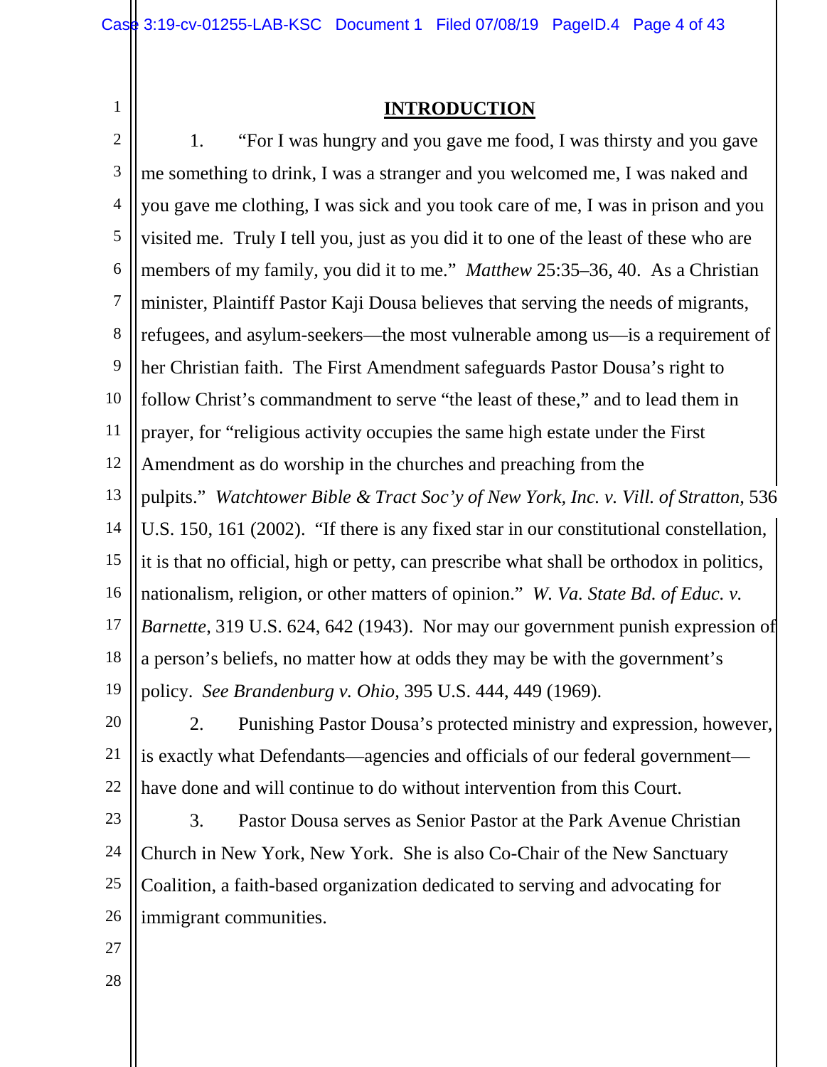## INTRODUCTION

1. "For I was hungry and you gave me food, I was thirsty and you gave me something to drink, I was a stranger and you welcomed me, I was naked and you gave me clothing, I was sick and you took care of me, I was in prison and you visited me. Truly I tell you, just as you did it to one of the least of these who are members of my family, you did it to me." *Matthew* 25:35–36, 40. As a Christian minister, Plaintiff Pastor Kaji Dousa believes that serving the needs of migrants, refugees, and asylum-seekers—the most vulnerable among us—is a requirement of her Christian faith. The First Amendment safeguards Pastor Dousa's right to follow Christ's commandment to serve "the least of these," and to lead them in prayer, for "religious activity occupies the same high estate under the First Amendment as do worship in the churches and preaching from the pulpits." *Watchtower Bible & Tract Soc'y of New York, Inc. v. Vill. of Stratton*, 536 U.S. 150, 161 (2002). "If there is any fixed star in our constitutional constellation, it is that no official, high or petty, can prescribe what shall be orthodox in politics, nationalism, religion, or other matters of opinion." *W. Va. State Bd. of Educ. v. Barnette*, 319 U.S. 624, 642 (1943). Nor may our government punish expression of a person's beliefs, no matter how at odds they may be with the government's policy. *See Brandenburg v. Ohio*, 395 U.S. 444, 449 (1969).

2. Punishing Pastor Dousa's protected ministry and expression, however, is exactly what Defendants—agencies and officials of our federal government—have done and will continue to do without intervention from this Court.

3. Pastor Dousa serves as Senior Pastor at the Park Avenue Christian Church in New York, New York. She is also Co-Chair of the New Sanctuary Coalition, a faith-based organization dedicated to serving and advocating for immigrant communities.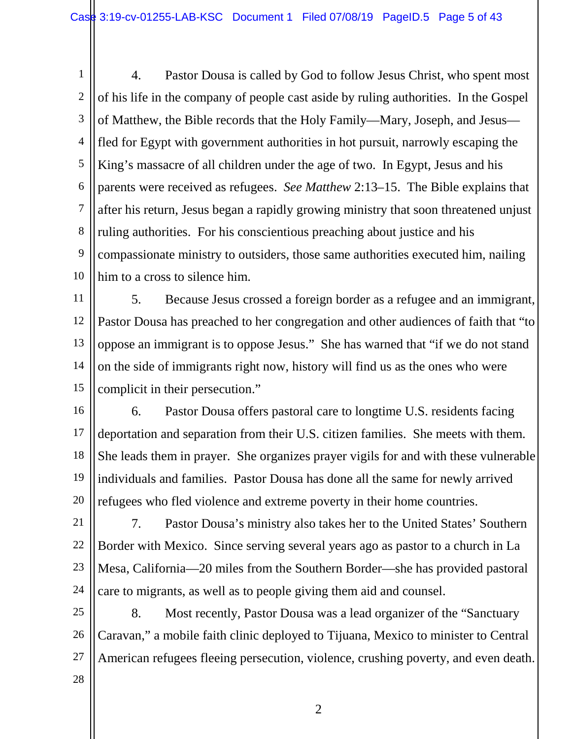4. Pastor Dousa is called by God to follow Jesus Christ, who spent most of his life in the company of people cast aside by ruling authorities. In the Gospel of Matthew, the Bible records that the Holy Family—Mary, Joseph, and Jesus—fled for Egypt with government authorities in hot pursuit, narrowly escaping the King's massacre of all children under the age of two. In Egypt, Jesus and his parents were received as refugees. *See Matthew* 2:13–15. The Bible explains that after his return, Jesus began a rapidly growing ministry that soon threatened unjust ruling authorities. For his conscientious preaching about justice and his compassionate ministry to outsiders, those same authorities executed him, nailing him to a cross to silence him.

5. Because Jesus crossed a foreign border as a refugee and an immigrant, Pastor Dousa has preached to her congregation and other audiences of faith that "to oppose an immigrant is to oppose Jesus." She has warned that "if we do not stand on the side of immigrants right now, history will find us as the ones who were complicit in their persecution."

6. Pastor Dousa offers pastoral care to longtime U.S. residents facing deportation and separation from their U.S. citizen families. She meets with them. She leads them in prayer. She organizes prayer vigils for and with these vulnerable individuals and families. Pastor Dousa has done all the same for newly arrived refugees who fled violence and extreme poverty in their home countries.

7. Pastor Dousa's ministry also takes her to the United States' Southern Border with Mexico. Since serving several years ago as pastor to a church in La Mesa, California—20 miles from the Southern Border—she has provided pastoral care to migrants, as well as to people giving them aid and counsel.

8. Most recently, Pastor Dousa was a lead organizer of the "Sanctuary Caravan," a mobile faith clinic deployed to Tijuana, Mexico to minister to Central American refugees fleeing persecution, violence, crushing poverty, and even death.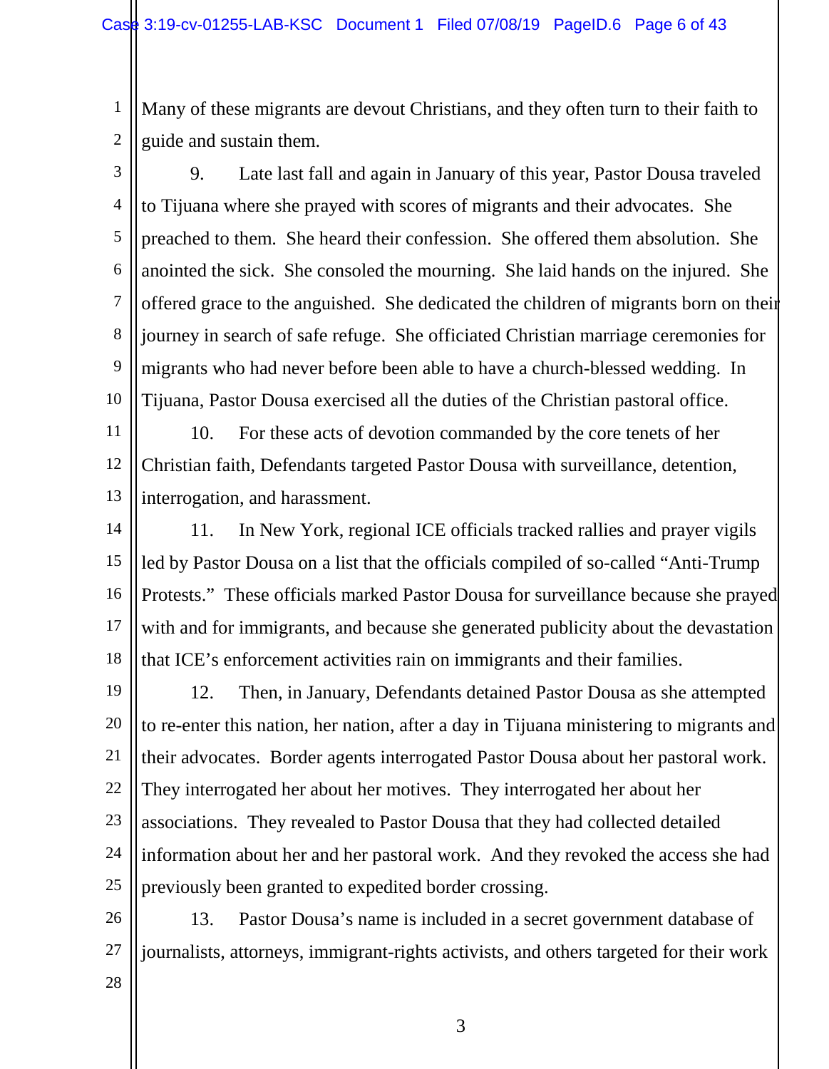Many of these migrants are devout Christians, and they often turn to their faith to guide and sustain them.

9. Late last fall and again in January of this year, Pastor Dousa traveled to Tijuana where she prayed with scores of migrants and their advocates. She preached to them. She heard their confession. She offered them absolution. She anointed the sick. She consoled the mourning. She laid hands on the injured. She offered grace to the anguished. She dedicated the children of migrants born on their journey in search of safe refuge. She officiated Christian marriage ceremonies for migrants who had never before been able to have a church-blessed wedding. In Tijuana, Pastor Dousa exercised all the duties of the Christian pastoral office.

10. For these acts of devotion commanded by the core tenets of her Christian faith, Defendants targeted Pastor Dousa with surveillance, detention, interrogation, and harassment.

11. In New York, regional ICE officials tracked rallies and prayer vigils led by Pastor Dousa on a list that the officials compiled of so-called "Anti-Trump Protests." These officials marked Pastor Dousa for surveillance because she prayed with and for immigrants, and because she generated publicity about the devastation that ICE's enforcement activities rain on immigrants and their families.

12. Then, in January, Defendants detained Pastor Dousa as she attempted to re-enter this nation, her nation, after a day in Tijuana ministering to migrants and their advocates. Border agents interrogated Pastor Dousa about her pastoral work. They interrogated her about her motives. They interrogated her about her associations. They revealed to Pastor Dousa that they had collected detailed information about her and her pastoral work. And they revoked the access she had previously been granted to expedited border crossing.

13. Pastor Dousa's name is included in a secret government database of journalists, attorneys, immigrant-rights activists, and others targeted for their work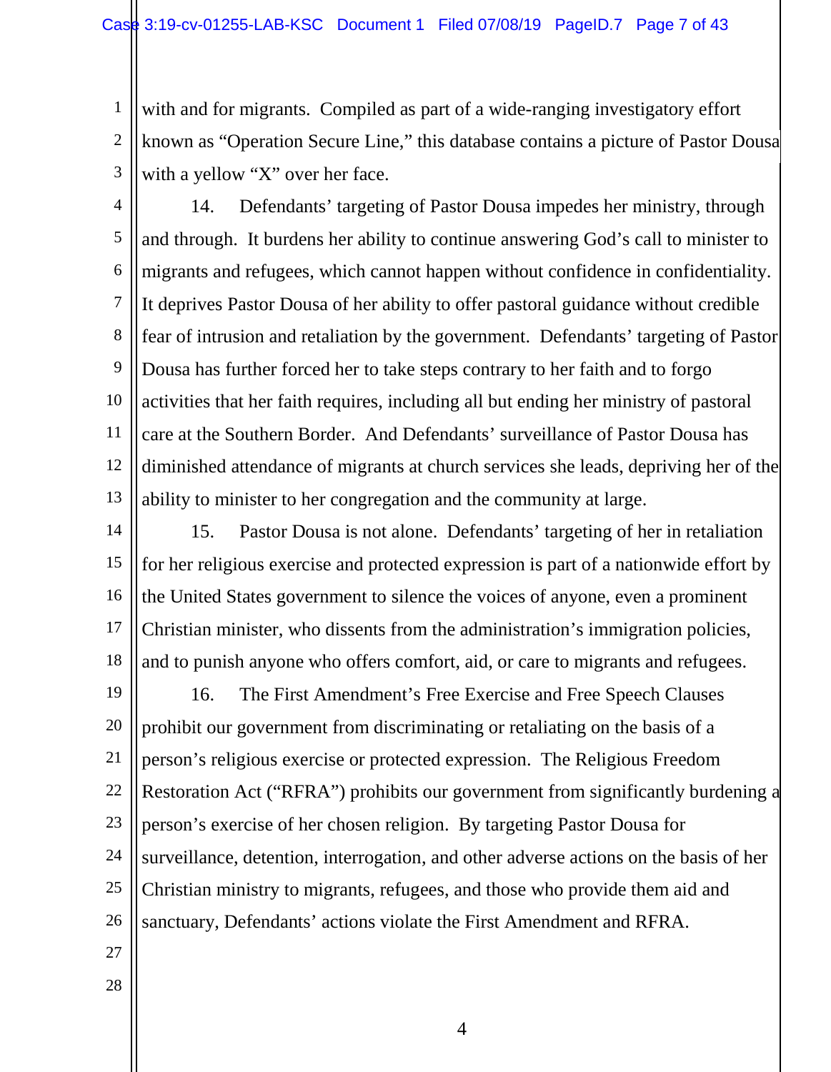with and for migrants. Compiled as part of a wide-ranging investigatory effort known as "Operation Secure Line," this database contains a picture of Pastor Dousa with a yellow "X" over her face.

14. Defendants' targeting of Pastor Dousa impedes her ministry, through and through. It burdens her ability to continue answering God's call to minister to migrants and refugees, which cannot happen without confidence in confidentiality. It deprives Pastor Dousa of her ability to offer pastoral guidance without credible fear of intrusion and retaliation by the government. Defendants' targeting of Pastor Dousa has further forced her to take steps contrary to her faith and to forgo activities that her faith requires, including all but ending her ministry of pastoral care at the Southern Border. And Defendants' surveillance of Pastor Dousa has diminished attendance of migrants at church services she leads, depriving her of the ability to minister to her congregation and the community at large.

15. Pastor Dousa is not alone. Defendants' targeting of her in retaliation for her religious exercise and protected expression is part of a nationwide effort by the United States government to silence the voices of anyone, even a prominent Christian minister, who dissents from the administration's immigration policies, and to punish anyone who offers comfort, aid, or care to migrants and refugees.

16. The First Amendment's Free Exercise and Free Speech Clauses prohibit our government from discriminating or retaliating on the basis of a person's religious exercise or protected expression. The Religious Freedom Restoration Act ("RFRA") prohibits our government from significantly burdening a person's exercise of her chosen religion. By targeting Pastor Dousa for surveillance, detention, interrogation, and other adverse actions on the basis of her Christian ministry to migrants, refugees, and those who provide them aid and sanctuary, Defendants' actions violate the First Amendment and RFRA.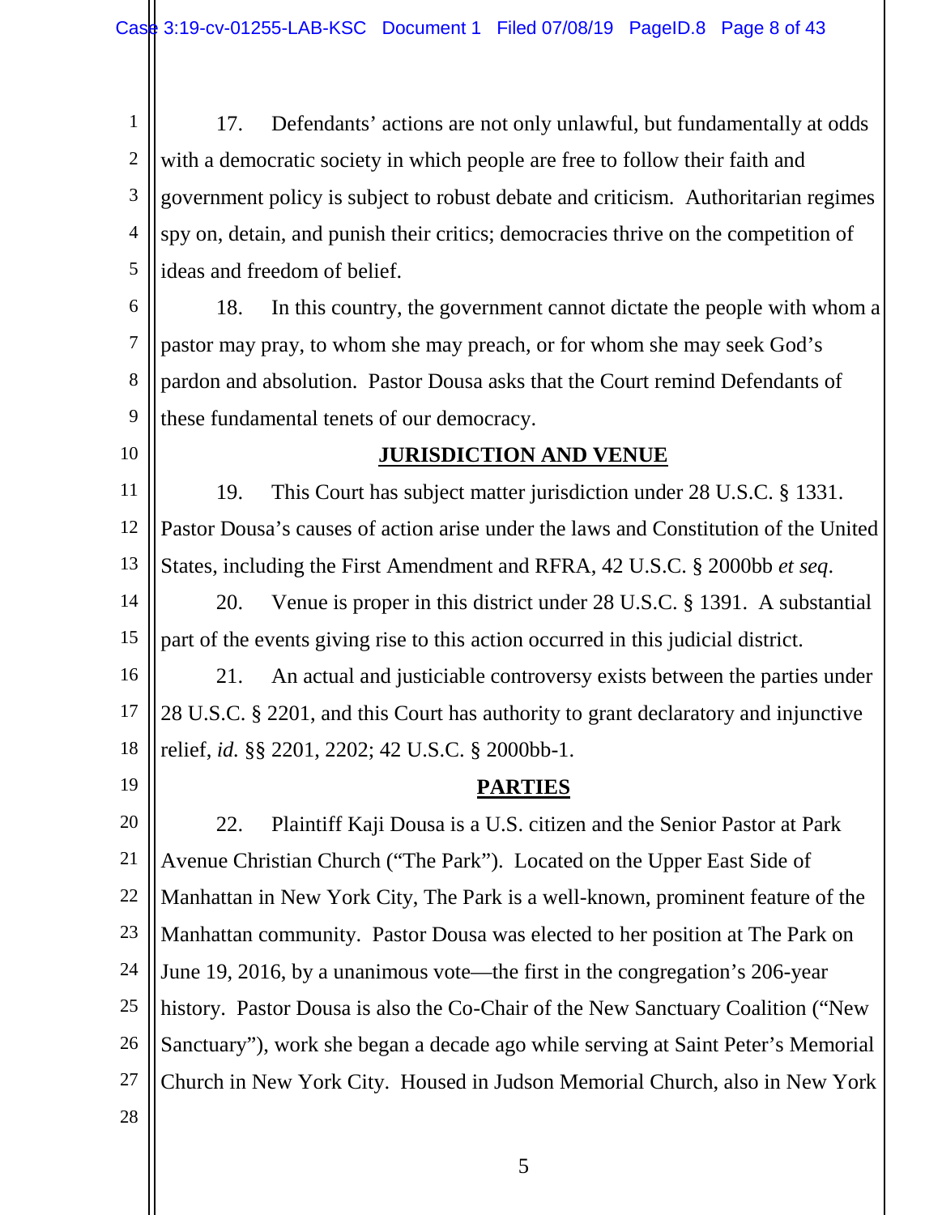17. Defendants' actions are not only unlawful, but fundamentally at odds with a democratic society in which people are free to follow their faith and government policy is subject to robust debate and criticism. Authoritarian regimes spy on, detain, and punish their critics; democracies thrive on the competition of ideas and freedom of belief.

18. In this country, the government cannot dictate the people with whom a pastor may pray, to whom she may preach, or for whom she may seek God's pardon and absolution. Pastor Dousa asks that the Court remind Defendants of these fundamental tenets of our democracy.

## JURISDICTION AND VENUE

19. This Court has subject matter jurisdiction under 28 U.S.C. § 1331. Pastor Dousa's causes of action arise under the laws and Constitution of the United States, including the First Amendment and RFRA, 42 U.S.C. § 2000bb *et seq*.

20. Venue is proper in this district under 28 U.S.C. § 1391. A substantial part of the events giving rise to this action occurred in this judicial district.

21. An actual and justiciable controversy exists between the parties under 28 U.S.C. § 2201, and this Court has authority to grant declaratory and injunctive relief, *id.* §§ 2201, 2202; 42 U.S.C. § 2000bb-1.

## PARTIES

22. Plaintiff Kaji Dousa is a U.S. citizen and the Senior Pastor at Park Avenue Christian Church ("The Park"). Located on the Upper East Side of Manhattan in New York City, The Park is a well-known, prominent feature of the Manhattan community. Pastor Dousa was elected to her position at The Park on June 19, 2016, by a unanimous vote—the first in the congregation's 206-year history. Pastor Dousa is also the Co-Chair of the New Sanctuary Coalition ("New Sanctuary"), work she began a decade ago while serving at Saint Peter's Memorial Church in New York City. Housed in Judson Memorial Church, also in New York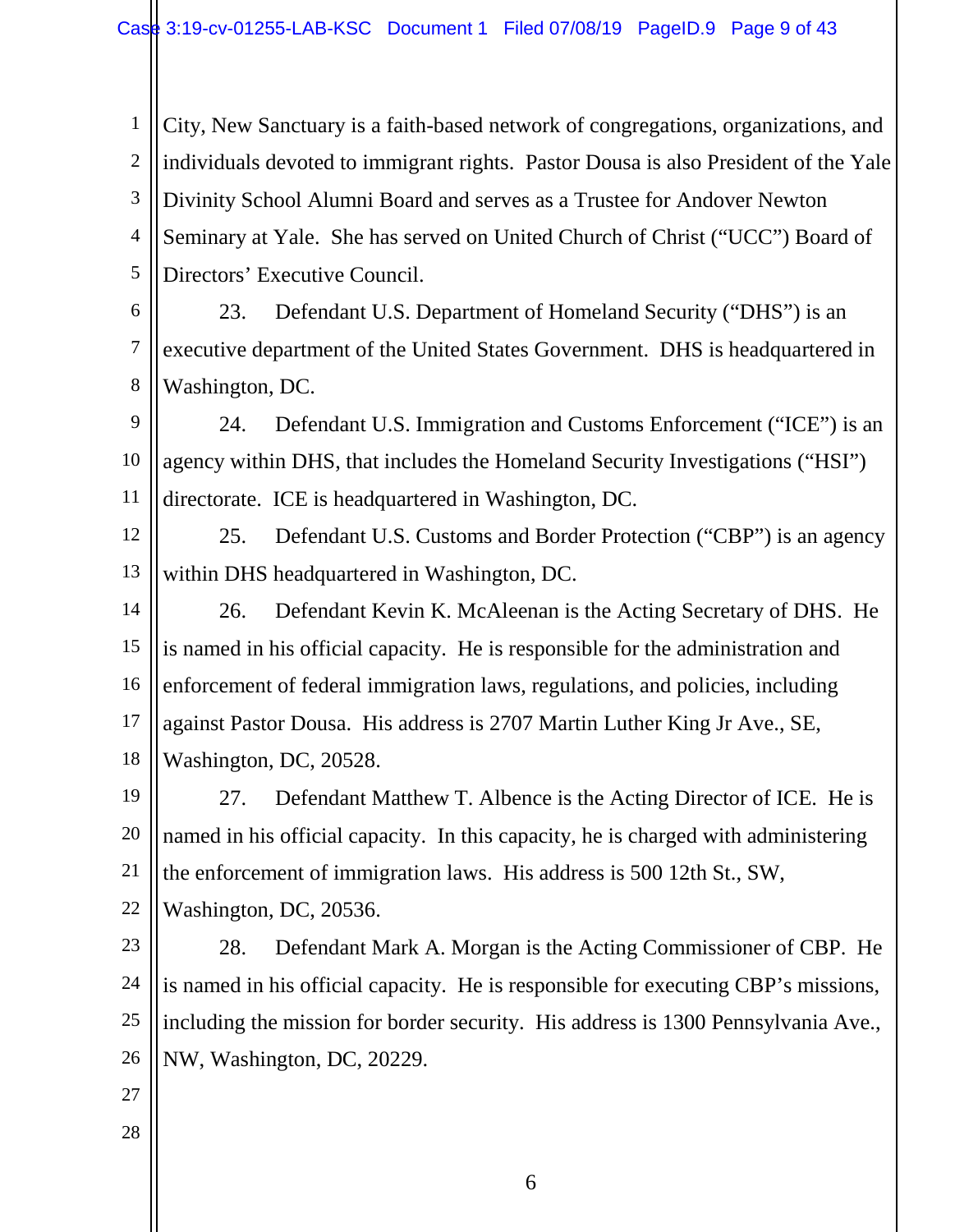City, New Sanctuary is a faith-based network of congregations, organizations, and individuals devoted to immigrant rights. Pastor Dousa is also President of the Yale Divinity School Alumni Board and serves as a Trustee for Andover Newton Seminary at Yale. She has served on United Church of Christ ("UCC") Board of Directors' Executive Council.

23. Defendant U.S. Department of Homeland Security ("DHS") is an executive department of the United States Government. DHS is headquartered in Washington, DC.

24. Defendant U.S. Immigration and Customs Enforcement ("ICE") is an agency within DHS, that includes the Homeland Security Investigations ("HSI") directorate. ICE is headquartered in Washington, DC.

25. Defendant U.S. Customs and Border Protection ("CBP") is an agency within DHS headquartered in Washington, DC.

26. Defendant Kevin K. McAleenan is the Acting Secretary of DHS. He is named in his official capacity. He is responsible for the administration and enforcement of federal immigration laws, regulations, and policies, including against Pastor Dousa. His address is 2707 Martin Luther King Jr Ave., SE, Washington, DC, 20528.

27. Defendant Matthew T. Albence is the Acting Director of ICE. He is named in his official capacity. In this capacity, he is charged with administering the enforcement of immigration laws. His address is 500 12th St., SW, Washington, DC, 20536.

28. Defendant Mark A. Morgan is the Acting Commissioner of CBP. He is named in his official capacity. He is responsible for executing CBP's missions, including the mission for border security. His address is 1300 Pennsylvania Ave., NW, Washington, DC, 20229.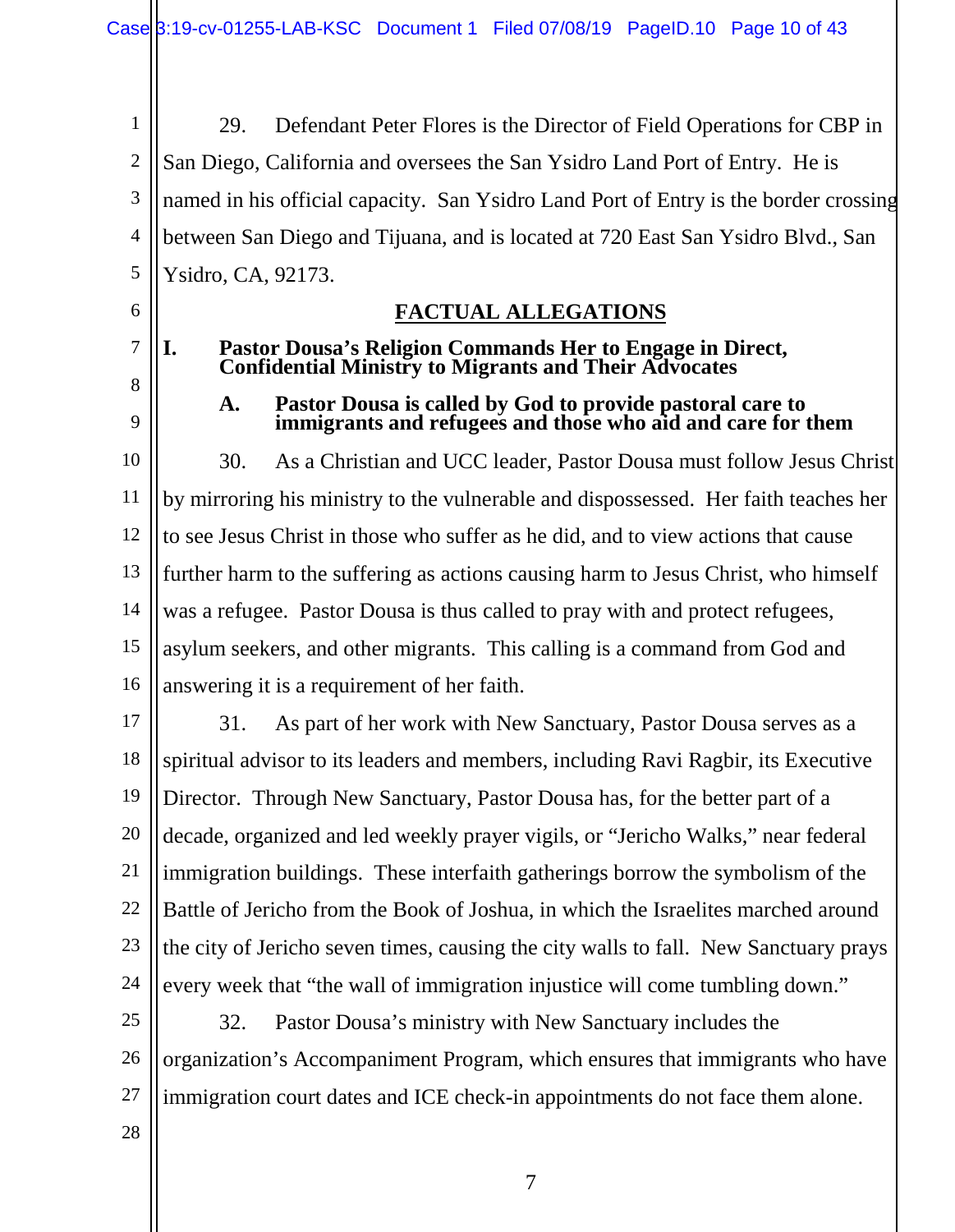29. Defendant Peter Flores is the Director of Field Operations for CBP in San Diego, California and oversees the San Ysidro Land Port of Entry. He is named in his official capacity. San Ysidro Land Port of Entry is the border crossing between San Diego and Tijuana, and is located at 720 East San Ysidro Blvd., San Ysidro, CA, 92173.

## FACTUAL ALLEGATIONS

### I. Pastor Dousa's Religion Commands Her to Engage in Direct, Confidential Ministry to Migrants and Their Advocates

#### A. Pastor Dousa is called by God to provide pastoral care to immigrants and refugees and those who aid and care for them

30. As a Christian and UCC leader, Pastor Dousa must follow Jesus Christ by mirroring his ministry to the vulnerable and dispossessed. Her faith teaches her to see Jesus Christ in those who suffer as he did, and to view actions that cause further harm to the suffering as actions causing harm to Jesus Christ, who himself was a refugee. Pastor Dousa is thus called to pray with and protect refugees, asylum seekers, and other migrants. This calling is a command from God and answering it is a requirement of her faith.

31. As part of her work with New Sanctuary, Pastor Dousa serves as a spiritual advisor to its leaders and members, including Ravi Ragbir, its Executive Director. Through New Sanctuary, Pastor Dousa has, for the better part of a decade, organized and led weekly prayer vigils, or "Jericho Walks," near federal immigration buildings. These interfaith gatherings borrow the symbolism of the Battle of Jericho from the Book of Joshua, in which the Israelites marched around the city of Jericho seven times, causing the city walls to fall. New Sanctuary prays every week that "the wall of immigration injustice will come tumbling down."

32. Pastor Dousa's ministry with New Sanctuary includes the organization's Accompaniment Program, which ensures that immigrants who have immigration court dates and ICE check-in appointments do not face them alone.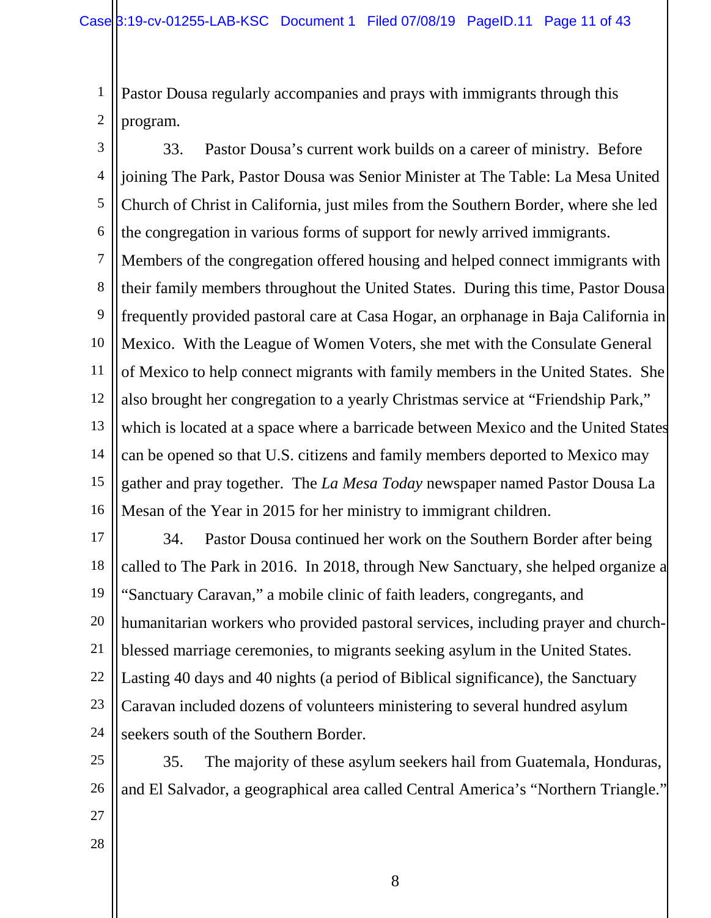Pastor Dousa regularly accompanies and prays with immigrants through this program.

33. Pastor Dousa's current work builds on a career of ministry. Before joining The Park, Pastor Dousa was Senior Minister at The Table: La Mesa United Church of Christ in California, just miles from the Southern Border, where she led the congregation in various forms of support for newly arrived immigrants. Members of the congregation offered housing and helped connect immigrants with their family members throughout the United States. During this time, Pastor Dousa frequently provided pastoral care at Casa Hogar, an orphanage in Baja California in Mexico. With the League of Women Voters, she met with the Consulate General of Mexico to help connect migrants with family members in the United States. She also brought her congregation to a yearly Christmas service at "Friendship Park," which is located at a space where a barricade between Mexico and the United States can be opened so that U.S. citizens and family members deported to Mexico may gather and pray together. The *La Mesa Today* newspaper named Pastor Dousa La Mesan of the Year in 2015 for her ministry to immigrant children.

34. Pastor Dousa continued her work on the Southern Border after being called to The Park in 2016. In 2018, through New Sanctuary, she helped organize a "Sanctuary Caravan," a mobile clinic of faith leaders, congregants, and humanitarian workers who provided pastoral services, including prayer and church-blessed marriage ceremonies, to migrants seeking asylum in the United States. Lasting 40 days and 40 nights (a period of Biblical significance), the Sanctuary Caravan included dozens of volunteers ministering to several hundred asylum seekers south of the Southern Border.

35. The majority of these asylum seekers hail from Guatemala, Honduras, and El Salvador, a geographical area called Central America's "Northern Triangle."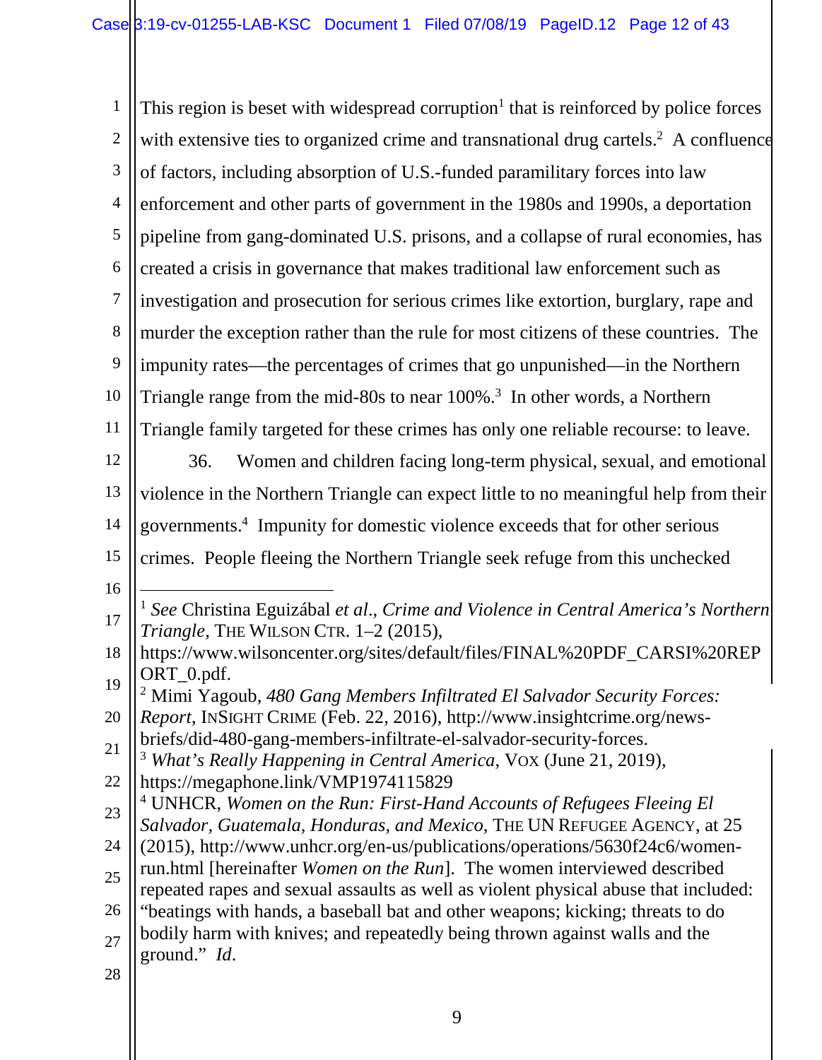This region is beset with widespread corruption[1] that is reinforced by police forces with extensive ties to organized crime and transnational drug cartels.[2] A confluence of factors, including absorption of U.S.-funded paramilitary forces into law enforcement and other parts of government in the 1980s and 1990s, a deportation pipeline from gang-dominated U.S. prisons, and a collapse of rural economies, has created a crisis in governance that makes traditional law enforcement such as investigation and prosecution for serious crimes like extortion, burglary, rape and murder the exception rather than the rule for most citizens of these countries. The impunity rates—the percentages of crimes that go unpunished—in the Northern Triangle range from the mid-80s to near 100%.[3] In other words, a Northern Triangle family targeted for these crimes has only one reliable recourse: to leave.

36. Women and children facing long-term physical, sexual, and emotional violence in the Northern Triangle can expect little to no meaningful help from their governments.[4] Impunity for domestic violence exceeds that for other serious crimes. People fleeing the Northern Triangle seek refuge from this unchecked

---

[1] *See* Christina Eguizábal *et al.*, *Crime and Violence in Central America's Northern Triangle*, THE WILSON CTR. 1–2 (2015), https://www.wilsoncenter.org/sites/default/files/FINAL%20PDF_CARSI%20REPORT_0.pdf.

[2] Mimi Yagoub, *480 Gang Members Infiltrated El Salvador Security Forces: Report*, INSIGHT CRIME (Feb. 22, 2016), http://www.insightcrime.org/news-briefs/did-480-gang-members-infiltrate-el-salvador-security-forces.

[3] *What's Really Happening in Central America*, VOX (June 21, 2019), https://megaphone.link/VMP1974115829

[4] UNHCR, *Women on the Run: First-Hand Accounts of Refugees Fleeing El Salvador, Guatemala, Honduras, and Mexico*, THE UN REFUGEE AGENCY, at 25 (2015), http://www.unhcr.org/en-us/publications/operations/5630f24c6/women-run.html [hereinafter *Women on the Run*]. The women interviewed described repeated rapes and sexual assaults as well as violent physical abuse that included: "beatings with hands, a baseball bat and other weapons; kicking; threats to do bodily harm with knives; and repeatedly being thrown against walls and the ground." *Id*.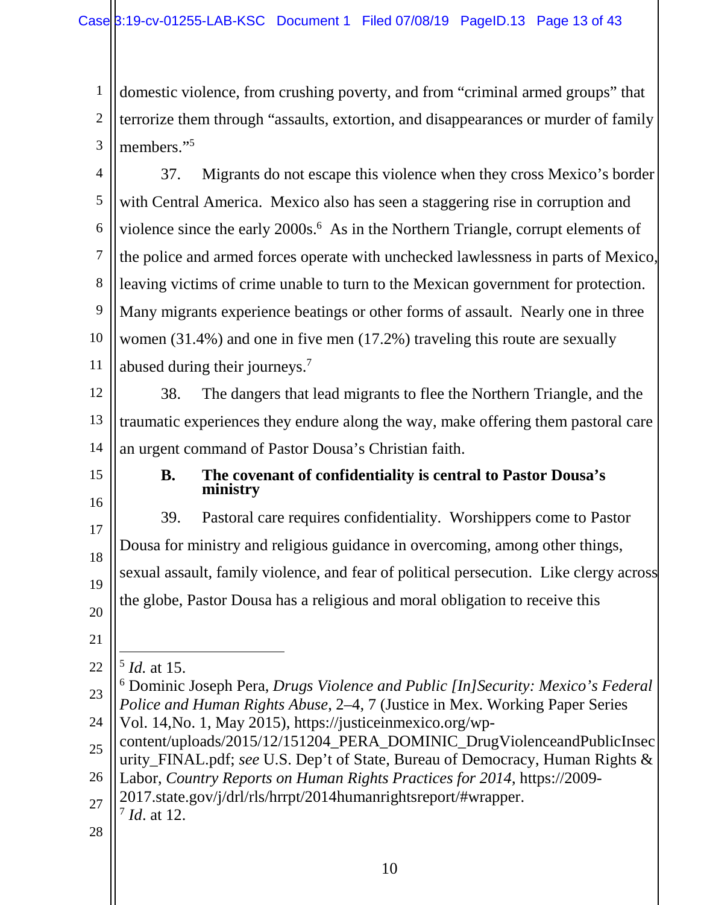domestic violence, from crushing poverty, and from "criminal armed groups" that terrorize them through "assaults, extortion, and disappearances or murder of family members."[5]

37. Migrants do not escape this violence when they cross Mexico's border with Central America. Mexico also has seen a staggering rise in corruption and violence since the early 2000s.[6] As in the Northern Triangle, corrupt elements of the police and armed forces operate with unchecked lawlessness in parts of Mexico, leaving victims of crime unable to turn to the Mexican government for protection. Many migrants experience beatings or other forms of assault. Nearly one in three women (31.4%) and one in five men (17.2%) traveling this route are sexually abused during their journeys.[7]

38. The dangers that lead migrants to flee the Northern Triangle, and the traumatic experiences they endure along the way, make offering them pastoral care an urgent command of Pastor Dousa's Christian faith.

### B. The covenant of confidentiality is central to Pastor Dousa's ministry

39. Pastoral care requires confidentiality. Worshippers come to Pastor Dousa for ministry and religious guidance in overcoming, among other things, sexual assault, family violence, and fear of political persecution. Like clergy across the globe, Pastor Dousa has a religious and moral obligation to receive this

---

[5] *Id.* at 15.

[6] Dominic Joseph Pera, *Drugs Violence and Public [In]Security: Mexico's Federal Police and Human Rights Abuse*, 2–4, 7 (Justice in Mex. Working Paper Series Vol. 14,No. 1, May 2015), https://justiceinmexico.org/wp-content/uploads/2015/12/151204_PERA_DOMINIC_DrugViolenceandPublicInsecurity_FINAL.pdf; *see* U.S. Dep't of State, Bureau of Democracy, Human Rights & Labor, *Country Reports on Human Rights Practices for 2014*, https://2009-2017.state.gov/j/drl/rls/hrrpt/2014humanrightsreport/#wrapper.

[7] *Id*. at 12.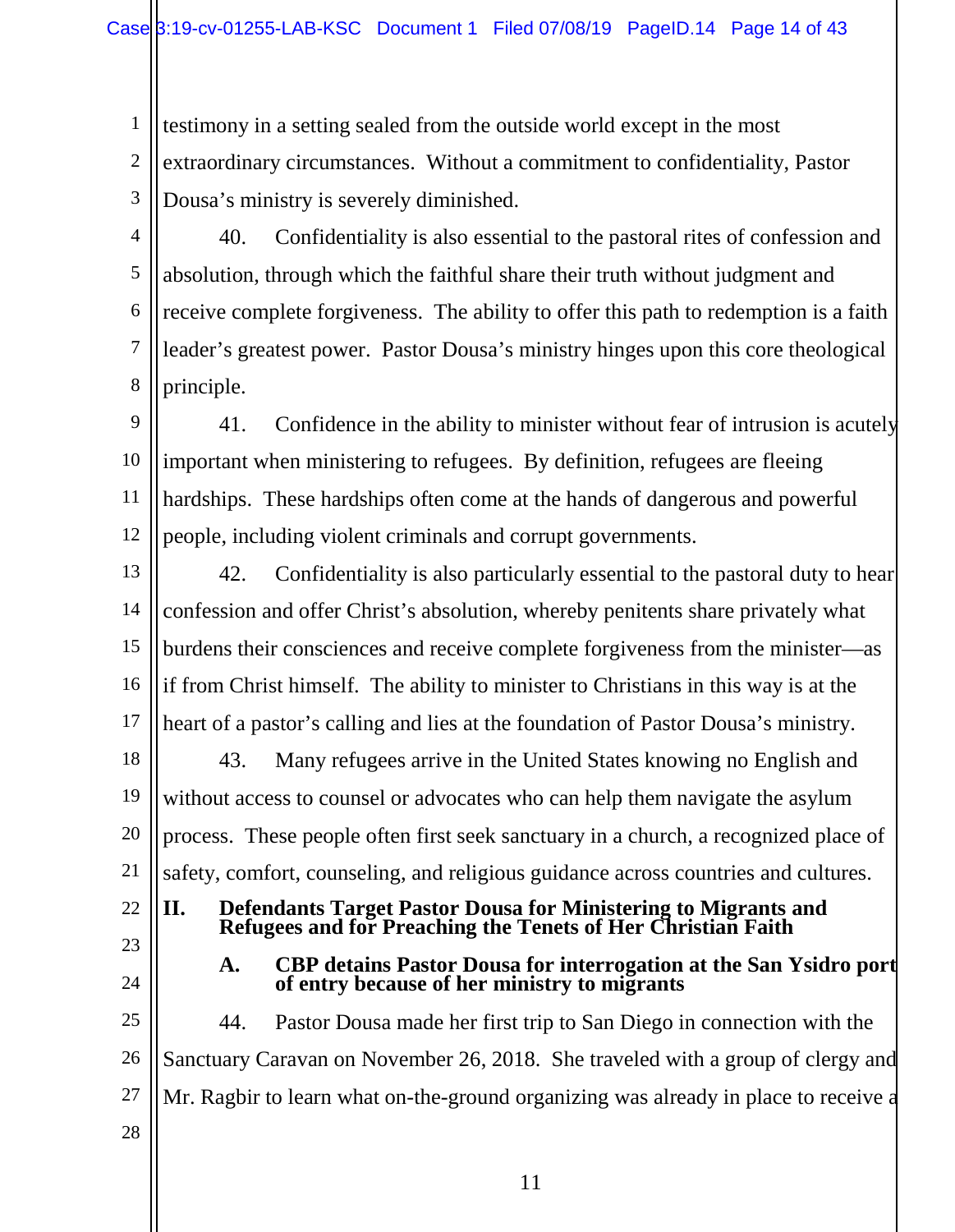testimony in a setting sealed from the outside world except in the most extraordinary circumstances. Without a commitment to confidentiality, Pastor Dousa's ministry is severely diminished.

40. Confidentiality is also essential to the pastoral rites of confession and absolution, through which the faithful share their truth without judgment and receive complete forgiveness. The ability to offer this path to redemption is a faith leader's greatest power. Pastor Dousa's ministry hinges upon this core theological principle.

41. Confidence in the ability to minister without fear of intrusion is acutely important when ministering to refugees. By definition, refugees are fleeing hardships. These hardships often come at the hands of dangerous and powerful people, including violent criminals and corrupt governments.

42. Confidentiality is also particularly essential to the pastoral duty to hear confession and offer Christ's absolution, whereby penitents share privately what burdens their consciences and receive complete forgiveness from the minister—as if from Christ himself. The ability to minister to Christians in this way is at the heart of a pastor's calling and lies at the foundation of Pastor Dousa's ministry.

43. Many refugees arrive in the United States knowing no English and without access to counsel or advocates who can help them navigate the asylum process. These people often first seek sanctuary in a church, a recognized place of safety, comfort, counseling, and religious guidance across countries and cultures.

## II. Defendants Target Pastor Dousa for Ministering to Migrants and Refugees and for Preaching the Tenets of Her Christian Faith

### A. CBP detains Pastor Dousa for interrogation at the San Ysidro port of entry because of her ministry to migrants

44. Pastor Dousa made her first trip to San Diego in connection with the Sanctuary Caravan on November 26, 2018. She traveled with a group of clergy and Mr. Ragbir to learn what on-the-ground organizing was already in place to receive a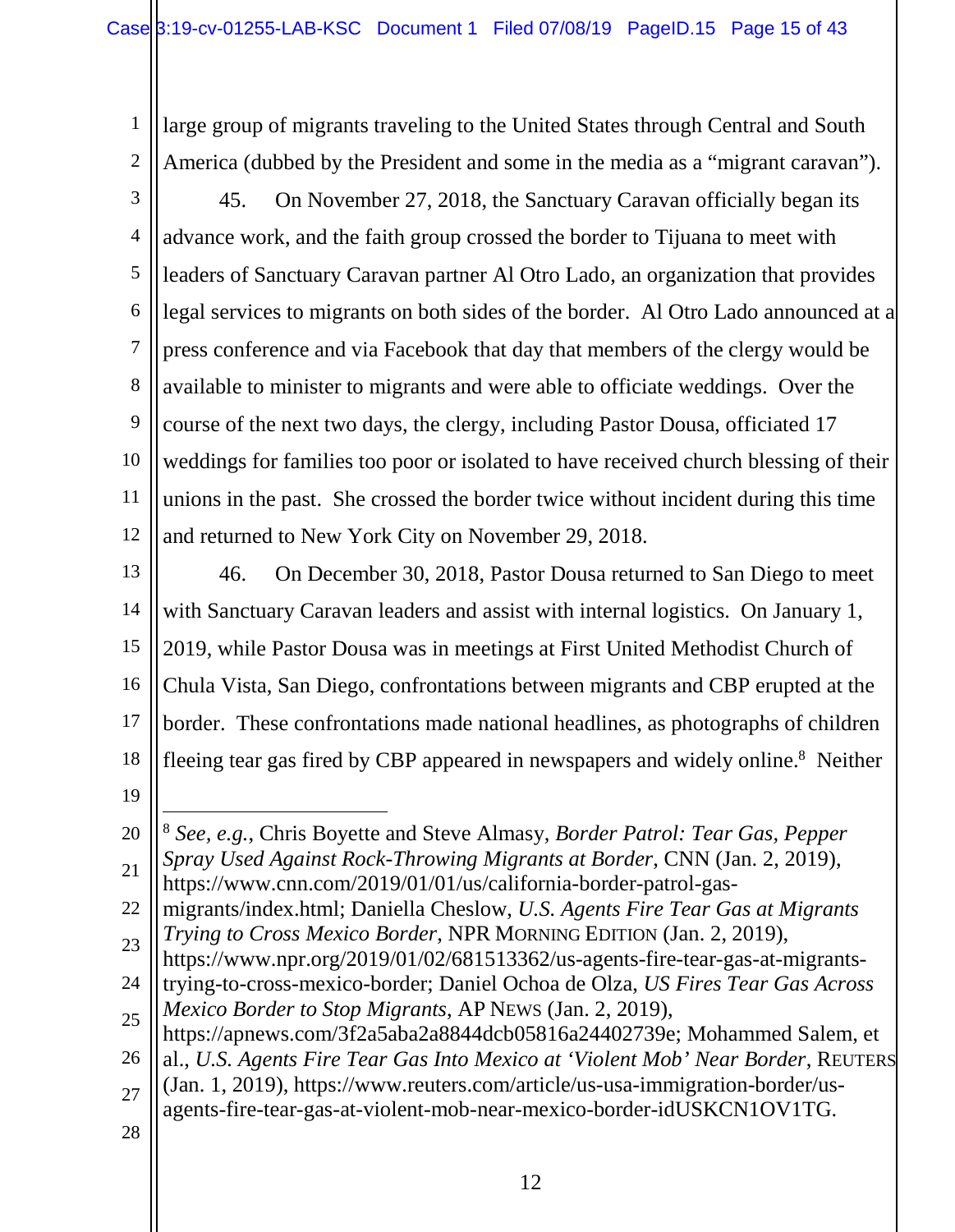large group of migrants traveling to the United States through Central and South America (dubbed by the President and some in the media as a "migrant caravan").

45. On November 27, 2018, the Sanctuary Caravan officially began its advance work, and the faith group crossed the border to Tijuana to meet with leaders of Sanctuary Caravan partner Al Otro Lado, an organization that provides legal services to migrants on both sides of the border. Al Otro Lado announced at a press conference and via Facebook that day that members of the clergy would be available to minister to migrants and were able to officiate weddings. Over the course of the next two days, the clergy, including Pastor Dousa, officiated 17 weddings for families too poor or isolated to have received church blessing of their unions in the past. She crossed the border twice without incident during this time and returned to New York City on November 29, 2018.

46. On December 30, 2018, Pastor Dousa returned to San Diego to meet with Sanctuary Caravan leaders and assist with internal logistics. On January 1, 2019, while Pastor Dousa was in meetings at First United Methodist Church of Chula Vista, San Diego, confrontations between migrants and CBP erupted at the border. These confrontations made national headlines, as photographs of children fleeing tear gas fired by CBP appeared in newspapers and widely online.[8] Neither

---

[8] *See, e.g.*, Chris Boyette and Steve Almasy, *Border Patrol: Tear Gas, Pepper Spray Used Against Rock-Throwing Migrants at Border*, CNN (Jan. 2, 2019), https://www.cnn.com/2019/01/01/us/california-border-patrol-gas-migrants/index.html; Daniella Cheslow, *U.S. Agents Fire Tear Gas at Migrants Trying to Cross Mexico Border*, NPR MORNING EDITION (Jan. 2, 2019), https://www.npr.org/2019/01/02/681513362/us-agents-fire-tear-gas-at-migrants-trying-to-cross-mexico-border; Daniel Ochoa de Olza, *US Fires Tear Gas Across Mexico Border to Stop Migrants*, AP NEWS (Jan. 2, 2019), https://apnews.com/3f2a5aba2a8844dcb05816a24402739e; Mohammed Salem, et al., *U.S. Agents Fire Tear Gas Into Mexico at 'Violent Mob' Near Border*, REUTERS (Jan. 1, 2019), https://www.reuters.com/article/us-usa-immigration-border/us-agents-fire-tear-gas-at-violent-mob-near-mexico-border-idUSKCN1OV1TG.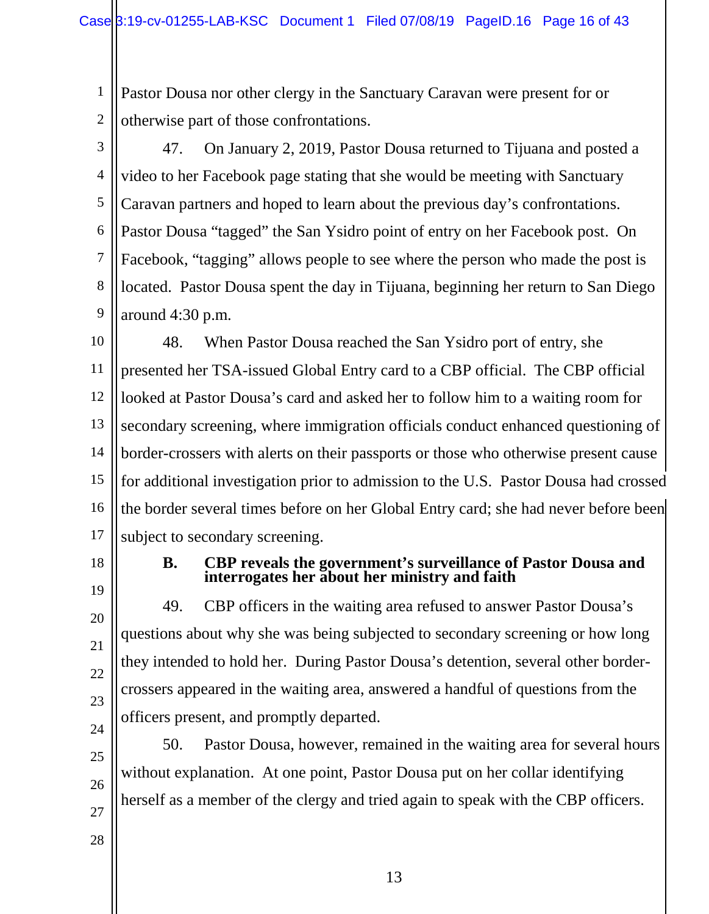Pastor Dousa nor other clergy in the Sanctuary Caravan were present for or otherwise part of those confrontations.

47. On January 2, 2019, Pastor Dousa returned to Tijuana and posted a video to her Facebook page stating that she would be meeting with Sanctuary Caravan partners and hoped to learn about the previous day's confrontations. Pastor Dousa "tagged" the San Ysidro point of entry on her Facebook post. On Facebook, "tagging" allows people to see where the person who made the post is located. Pastor Dousa spent the day in Tijuana, beginning her return to San Diego around 4:30 p.m.

48. When Pastor Dousa reached the San Ysidro port of entry, she presented her TSA-issued Global Entry card to a CBP official. The CBP official looked at Pastor Dousa's card and asked her to follow him to a waiting room for secondary screening, where immigration officials conduct enhanced questioning of border-crossers with alerts on their passports or those who otherwise present cause for additional investigation prior to admission to the U.S. Pastor Dousa had crossed the border several times before on her Global Entry card; she had never before been subject to secondary screening.

### B. CBP reveals the government's surveillance of Pastor Dousa and interrogates her about her ministry and faith

49. CBP officers in the waiting area refused to answer Pastor Dousa's questions about why she was being subjected to secondary screening or how long they intended to hold her. During Pastor Dousa's detention, several other border-crossers appeared in the waiting area, answered a handful of questions from the officers present, and promptly departed.

50. Pastor Dousa, however, remained in the waiting area for several hours without explanation. At one point, Pastor Dousa put on her collar identifying herself as a member of the clergy and tried again to speak with the CBP officers.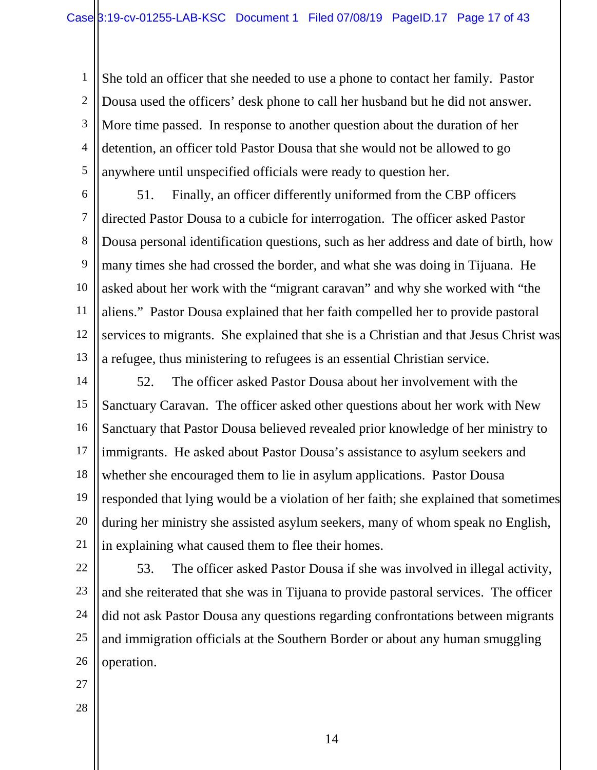She told an officer that she needed to use a phone to contact her family. Pastor Dousa used the officers' desk phone to call her husband but he did not answer. More time passed. In response to another question about the duration of her detention, an officer told Pastor Dousa that she would not be allowed to go anywhere until unspecified officials were ready to question her.

51. Finally, an officer differently uniformed from the CBP officers directed Pastor Dousa to a cubicle for interrogation. The officer asked Pastor Dousa personal identification questions, such as her address and date of birth, how many times she had crossed the border, and what she was doing in Tijuana. He asked about her work with the "migrant caravan" and why she worked with "the aliens." Pastor Dousa explained that her faith compelled her to provide pastoral services to migrants. She explained that she is a Christian and that Jesus Christ was a refugee, thus ministering to refugees is an essential Christian service.

52. The officer asked Pastor Dousa about her involvement with the Sanctuary Caravan. The officer asked other questions about her work with New Sanctuary that Pastor Dousa believed revealed prior knowledge of her ministry to immigrants. He asked about Pastor Dousa's assistance to asylum seekers and whether she encouraged them to lie in asylum applications. Pastor Dousa responded that lying would be a violation of her faith; she explained that sometimes during her ministry she assisted asylum seekers, many of whom speak no English, in explaining what caused them to flee their homes.

53. The officer asked Pastor Dousa if she was involved in illegal activity, and she reiterated that she was in Tijuana to provide pastoral services. The officer did not ask Pastor Dousa any questions regarding confrontations between migrants and immigration officials at the Southern Border or about any human smuggling operation.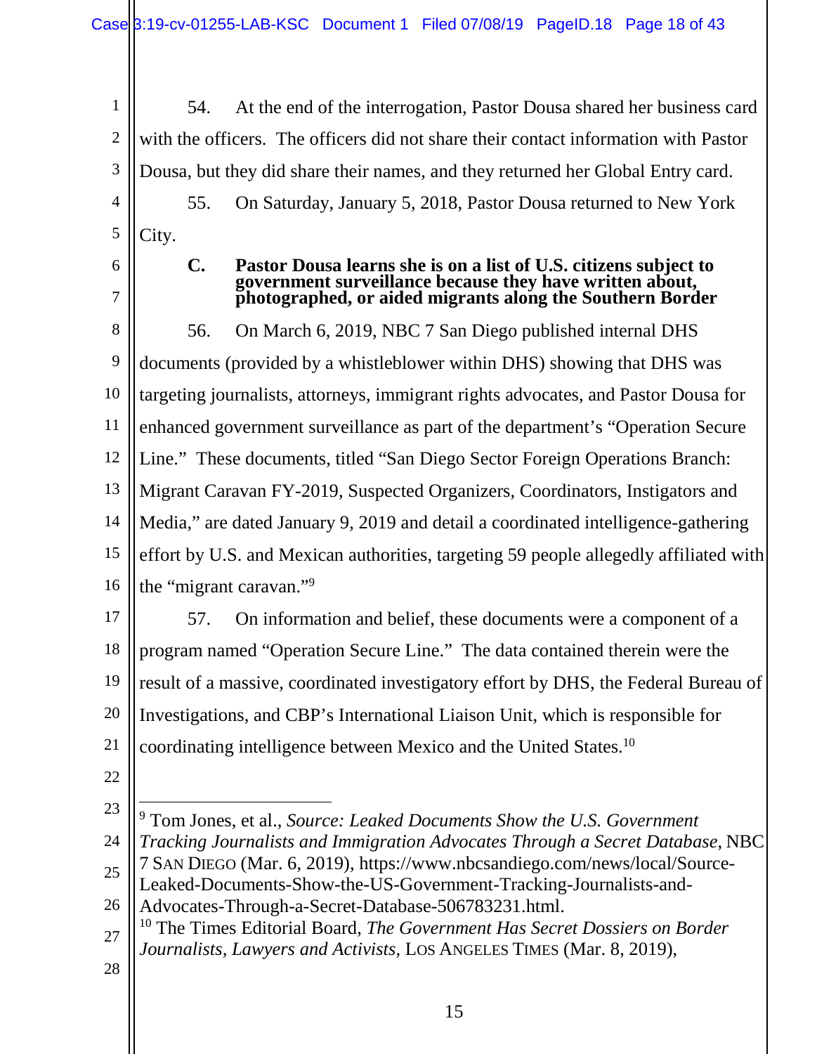54. At the end of the interrogation, Pastor Dousa shared her business card with the officers. The officers did not share their contact information with Pastor Dousa, but they did share their names, and they returned her Global Entry card.

55. On Saturday, January 5, 2018, Pastor Dousa returned to New York City.

### C. Pastor Dousa learns she is on a list of U.S. citizens subject to government surveillance because they have written about, photographed, or aided migrants along the Southern Border

56. On March 6, 2019, NBC 7 San Diego published internal DHS documents (provided by a whistleblower within DHS) showing that DHS was targeting journalists, attorneys, immigrant rights advocates, and Pastor Dousa for enhanced government surveillance as part of the department's "Operation Secure Line." These documents, titled "San Diego Sector Foreign Operations Branch: Migrant Caravan FY-2019, Suspected Organizers, Coordinators, Instigators and Media," are dated January 9, 2019 and detail a coordinated intelligence-gathering effort by U.S. and Mexican authorities, targeting 59 people allegedly affiliated with the "migrant caravan."[9]

57. On information and belief, these documents were a component of a program named "Operation Secure Line." The data contained therein were the result of a massive, coordinated investigatory effort by DHS, the Federal Bureau of Investigations, and CBP's International Liaison Unit, which is responsible for coordinating intelligence between Mexico and the United States.[10]

---

[9] Tom Jones, et al., *Source: Leaked Documents Show the U.S. Government Tracking Journalists and Immigration Advocates Through a Secret Database*, NBC 7 SAN DIEGO (Mar. 6, 2019), https://www.nbcsandiego.com/news/local/Source-Leaked-Documents-Show-the-US-Government-Tracking-Journalists-and-Advocates-Through-a-Secret-Database-506783231.html.

[10] The Times Editorial Board, *The Government Has Secret Dossiers on Border Journalists, Lawyers and Activists*, LOS ANGELES TIMES (Mar. 8, 2019),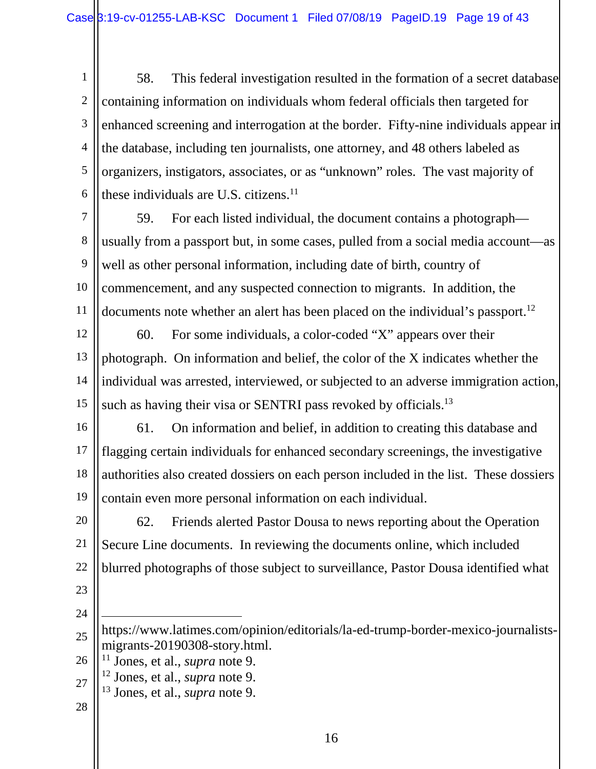58. This federal investigation resulted in the formation of a secret database containing information on individuals whom federal officials then targeted for enhanced screening and interrogation at the border. Fifty-nine individuals appear in the database, including ten journalists, one attorney, and 48 others labeled as organizers, instigators, associates, or as "unknown" roles. The vast majority of these individuals are U.S. citizens.[11]

59. For each listed individual, the document contains a photograph—usually from a passport but, in some cases, pulled from a social media account—as well as other personal information, including date of birth, country of commencement, and any suspected connection to migrants. In addition, the documents note whether an alert has been placed on the individual's passport.[12]

60. For some individuals, a color-coded "X" appears over their photograph. On information and belief, the color of the X indicates whether the individual was arrested, interviewed, or subjected to an adverse immigration action, such as having their visa or SENTRI pass revoked by officials.[13]

61. On information and belief, in addition to creating this database and flagging certain individuals for enhanced secondary screenings, the investigative authorities also created dossiers on each person included in the list. These dossiers contain even more personal information on each individual.

62. Friends alerted Pastor Dousa to news reporting about the Operation Secure Line documents. In reviewing the documents online, which included blurred photographs of those subject to surveillance, Pastor Dousa identified what

---

https://www.latimes.com/opinion/editorials/la-ed-trump-border-mexico-journalists-migrants-20190308-story.html.

[11] Jones, et al., *supra* note 9.

[12] Jones, et al., *supra* note 9.

[13] Jones, et al., *supra* note 9.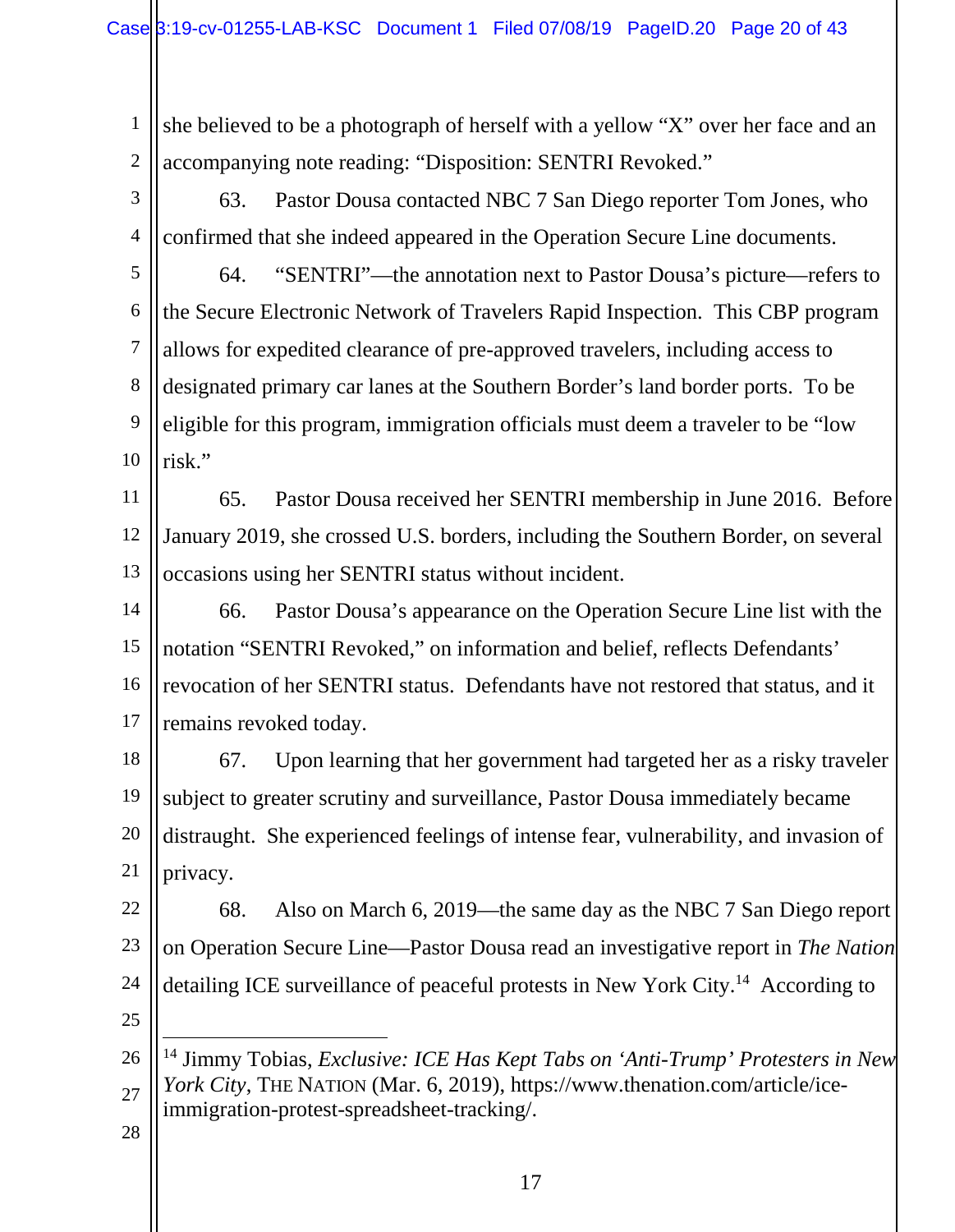she believed to be a photograph of herself with a yellow "X" over her face and an accompanying note reading: "Disposition: SENTRI Revoked."

63. Pastor Dousa contacted NBC 7 San Diego reporter Tom Jones, who confirmed that she indeed appeared in the Operation Secure Line documents.

64. "SENTRI"—the annotation next to Pastor Dousa's picture—refers to the Secure Electronic Network of Travelers Rapid Inspection. This CBP program allows for expedited clearance of pre-approved travelers, including access to designated primary car lanes at the Southern Border's land border ports. To be eligible for this program, immigration officials must deem a traveler to be "low risk."

65. Pastor Dousa received her SENTRI membership in June 2016. Before January 2019, she crossed U.S. borders, including the Southern Border, on several occasions using her SENTRI status without incident.

66. Pastor Dousa's appearance on the Operation Secure Line list with the notation "SENTRI Revoked," on information and belief, reflects Defendants' revocation of her SENTRI status. Defendants have not restored that status, and it remains revoked today.

67. Upon learning that her government had targeted her as a risky traveler subject to greater scrutiny and surveillance, Pastor Dousa immediately became distraught. She experienced feelings of intense fear, vulnerability, and invasion of privacy.

68. Also on March 6, 2019—the same day as the NBC 7 San Diego report on Operation Secure Line—Pastor Dousa read an investigative report in *The Nation* detailing ICE surveillance of peaceful protests in New York City.[14] According to

---

[14] Jimmy Tobias, *Exclusive: ICE Has Kept Tabs on 'Anti-Trump' Protesters in New York City*, THE NATION (Mar. 6, 2019), https://www.thenation.com/article/ice-immigration-protest-spreadsheet-tracking/.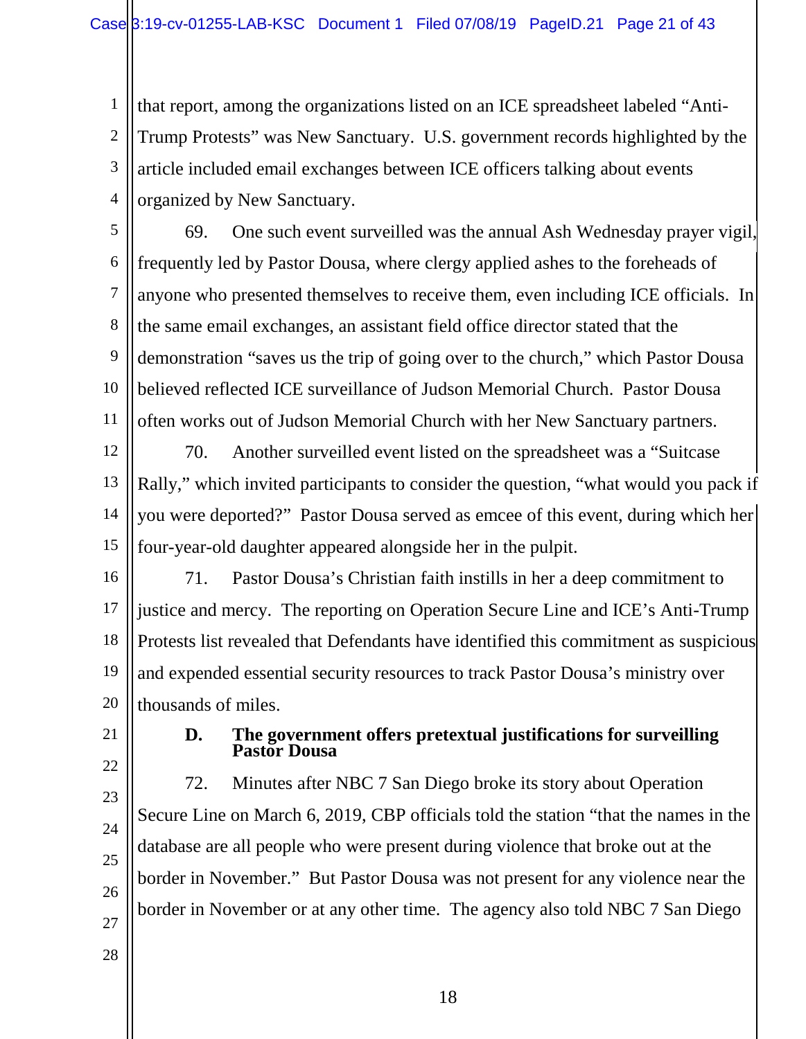that report, among the organizations listed on an ICE spreadsheet labeled "Anti-Trump Protests" was New Sanctuary. U.S. government records highlighted by the article included email exchanges between ICE officers talking about events organized by New Sanctuary.

69. One such event surveilled was the annual Ash Wednesday prayer vigil, frequently led by Pastor Dousa, where clergy applied ashes to the foreheads of anyone who presented themselves to receive them, even including ICE officials. In the same email exchanges, an assistant field office director stated that the demonstration "saves us the trip of going over to the church," which Pastor Dousa believed reflected ICE surveillance of Judson Memorial Church. Pastor Dousa often works out of Judson Memorial Church with her New Sanctuary partners.

70. Another surveilled event listed on the spreadsheet was a "Suitcase Rally," which invited participants to consider the question, "what would you pack if you were deported?" Pastor Dousa served as emcee of this event, during which her four-year-old daughter appeared alongside her in the pulpit.

71. Pastor Dousa's Christian faith instills in her a deep commitment to justice and mercy. The reporting on Operation Secure Line and ICE's Anti-Trump Protests list revealed that Defendants have identified this commitment as suspicious and expended essential security resources to track Pastor Dousa's ministry over thousands of miles.

### D. The government offers pretextual justifications for surveilling Pastor Dousa

72. Minutes after NBC 7 San Diego broke its story about Operation Secure Line on March 6, 2019, CBP officials told the station "that the names in the database are all people who were present during violence that broke out at the border in November." But Pastor Dousa was not present for any violence near the border in November or at any other time. The agency also told NBC 7 San Diego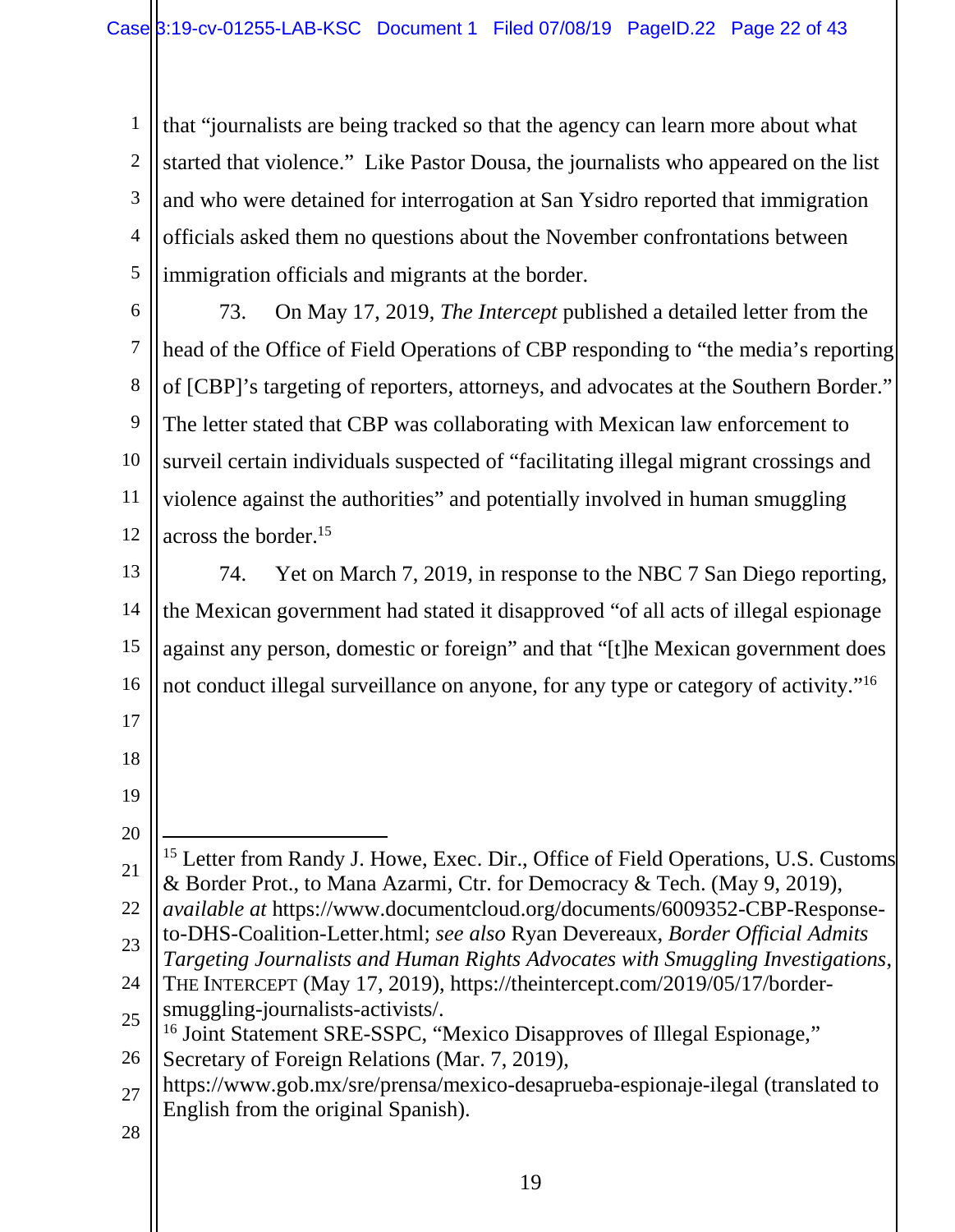that "journalists are being tracked so that the agency can learn more about what started that violence." Like Pastor Dousa, the journalists who appeared on the list and who were detained for interrogation at San Ysidro reported that immigration officials asked them no questions about the November confrontations between immigration officials and migrants at the border.

73. On May 17, 2019, *The Intercept* published a detailed letter from the head of the Office of Field Operations of CBP responding to "the media's reporting of [CBP]'s targeting of reporters, attorneys, and advocates at the Southern Border." The letter stated that CBP was collaborating with Mexican law enforcement to surveil certain individuals suspected of "facilitating illegal migrant crossings and violence against the authorities" and potentially involved in human smuggling across the border.[15]

74. Yet on March 7, 2019, in response to the NBC 7 San Diego reporting, the Mexican government had stated it disapproved "of all acts of illegal espionage against any person, domestic or foreign" and that "[t]he Mexican government does not conduct illegal surveillance on anyone, for any type or category of activity."[16]

---

[15] Letter from Randy J. Howe, Exec. Dir., Office of Field Operations, U.S. Customs & Border Prot., to Mana Azarmi, Ctr. for Democracy & Tech. (May 9, 2019), *available at* https://www.documentcloud.org/documents/6009352-CBP-Response-to-DHS-Coalition-Letter.html; *see also* Ryan Devereaux, *Border Official Admits Targeting Journalists and Human Rights Advocates with Smuggling Investigations*, THE INTERCEPT (May 17, 2019), https://theintercept.com/2019/05/17/border-smuggling-journalists-activists/.

[16] Joint Statement SRE-SSPC, "Mexico Disapproves of Illegal Espionage," Secretary of Foreign Relations (Mar. 7, 2019), https://www.gob.mx/sre/prensa/mexico-desaprueba-espionaje-ilegal (translated to English from the original Spanish).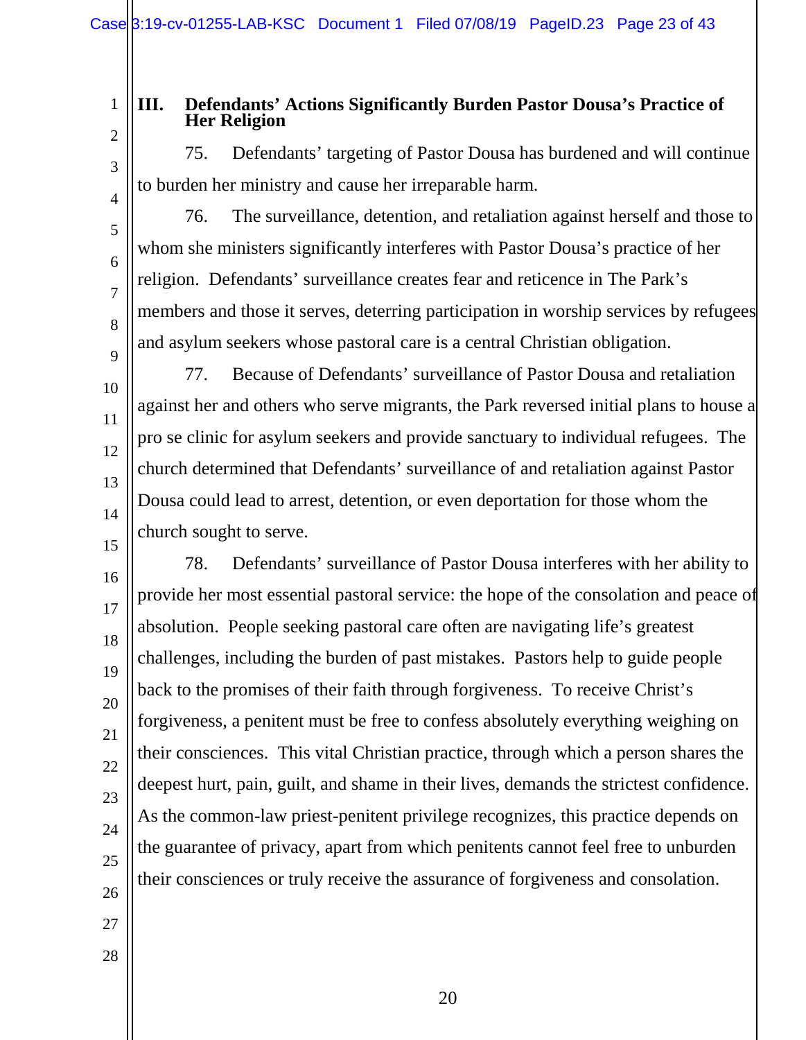## III. Defendants' Actions Significantly Burden Pastor Dousa's Practice of Her Religion

75. Defendants' targeting of Pastor Dousa has burdened and will continue to burden her ministry and cause her irreparable harm.

76. The surveillance, detention, and retaliation against herself and those to whom she ministers significantly interferes with Pastor Dousa's practice of her religion. Defendants' surveillance creates fear and reticence in The Park's members and those it serves, deterring participation in worship services by refugees and asylum seekers whose pastoral care is a central Christian obligation.

77. Because of Defendants' surveillance of Pastor Dousa and retaliation against her and others who serve migrants, the Park reversed initial plans to house a pro se clinic for asylum seekers and provide sanctuary to individual refugees. The church determined that Defendants' surveillance of and retaliation against Pastor Dousa could lead to arrest, detention, or even deportation for those whom the church sought to serve.

78. Defendants' surveillance of Pastor Dousa interferes with her ability to provide her most essential pastoral service: the hope of the consolation and peace of absolution. People seeking pastoral care often are navigating life's greatest challenges, including the burden of past mistakes. Pastors help to guide people back to the promises of their faith through forgiveness. To receive Christ's forgiveness, a penitent must be free to confess absolutely everything weighing on their consciences. This vital Christian practice, through which a person shares the deepest hurt, pain, guilt, and shame in their lives, demands the strictest confidence. As the common-law priest-penitent privilege recognizes, this practice depends on the guarantee of privacy, apart from which penitents cannot feel free to unburden their consciences or truly receive the assurance of forgiveness and consolation.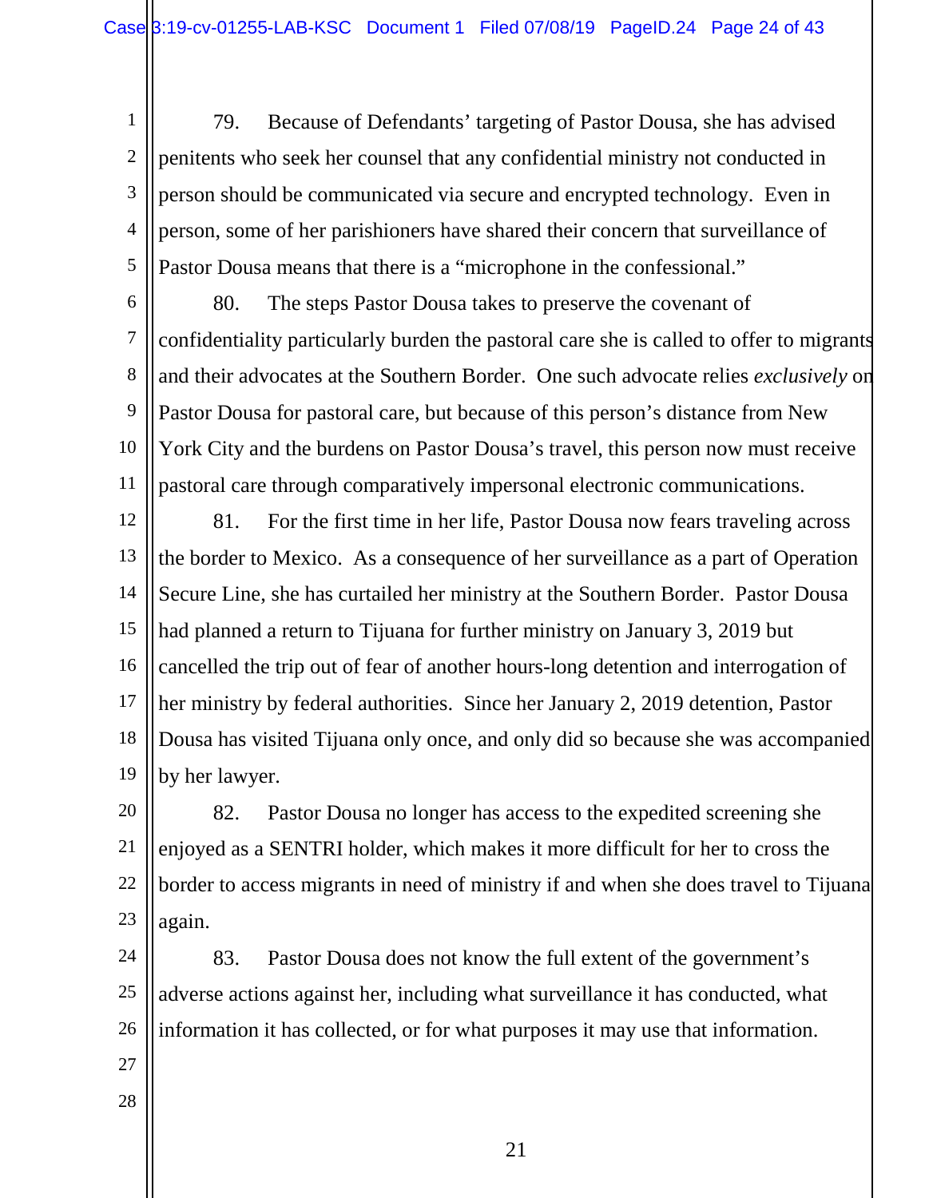79. Because of Defendants' targeting of Pastor Dousa, she has advised penitents who seek her counsel that any confidential ministry not conducted in person should be communicated via secure and encrypted technology. Even in person, some of her parishioners have shared their concern that surveillance of Pastor Dousa means that there is a "microphone in the confessional."

80. The steps Pastor Dousa takes to preserve the covenant of confidentiality particularly burden the pastoral care she is called to offer to migrants and their advocates at the Southern Border. One such advocate relies *exclusively* on Pastor Dousa for pastoral care, but because of this person's distance from New York City and the burdens on Pastor Dousa's travel, this person now must receive pastoral care through comparatively impersonal electronic communications.

81. For the first time in her life, Pastor Dousa now fears traveling across the border to Mexico. As a consequence of her surveillance as a part of Operation Secure Line, she has curtailed her ministry at the Southern Border. Pastor Dousa had planned a return to Tijuana for further ministry on January 3, 2019 but cancelled the trip out of fear of another hours-long detention and interrogation of her ministry by federal authorities. Since her January 2, 2019 detention, Pastor Dousa has visited Tijuana only once, and only did so because she was accompanied by her lawyer.

82. Pastor Dousa no longer has access to the expedited screening she enjoyed as a SENTRI holder, which makes it more difficult for her to cross the border to access migrants in need of ministry if and when she does travel to Tijuana again.

83. Pastor Dousa does not know the full extent of the government's adverse actions against her, including what surveillance it has conducted, what information it has collected, or for what purposes it may use that information.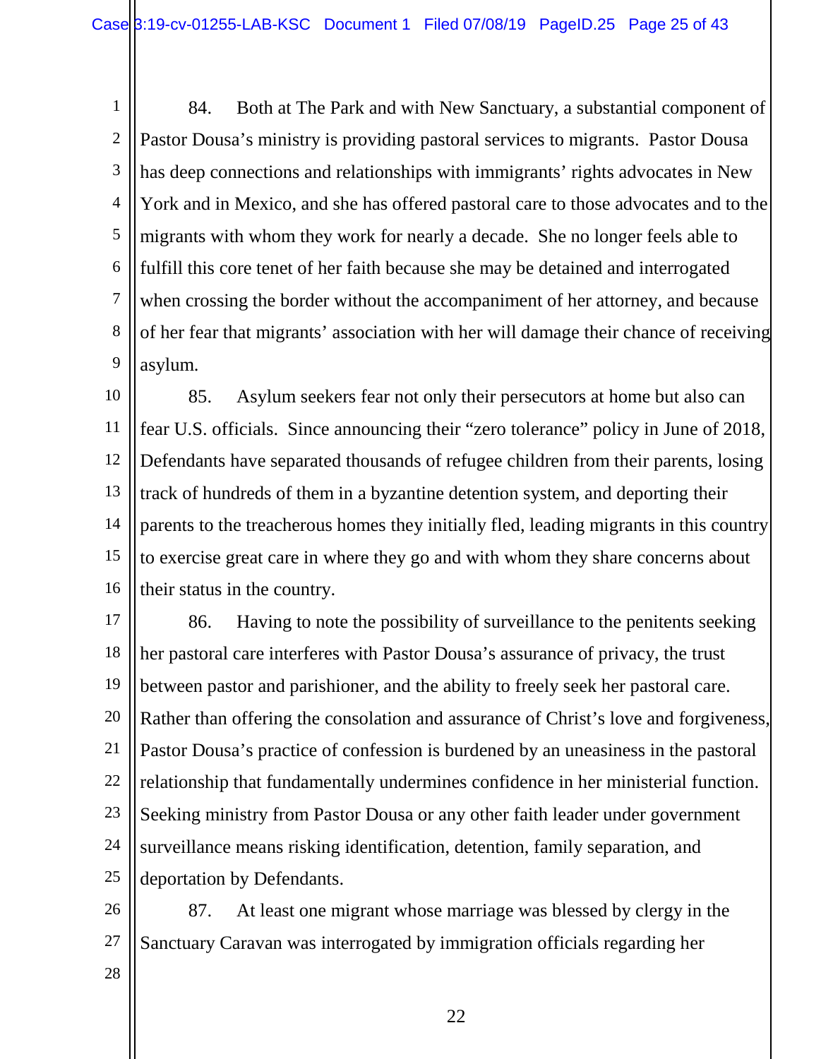84. Both at The Park and with New Sanctuary, a substantial component of Pastor Dousa's ministry is providing pastoral services to migrants. Pastor Dousa has deep connections and relationships with immigrants' rights advocates in New York and in Mexico, and she has offered pastoral care to those advocates and to the migrants with whom they work for nearly a decade. She no longer feels able to fulfill this core tenet of her faith because she may be detained and interrogated when crossing the border without the accompaniment of her attorney, and because of her fear that migrants' association with her will damage their chance of receiving asylum.

85. Asylum seekers fear not only their persecutors at home but also can fear U.S. officials. Since announcing their "zero tolerance" policy in June of 2018, Defendants have separated thousands of refugee children from their parents, losing track of hundreds of them in a byzantine detention system, and deporting their parents to the treacherous homes they initially fled, leading migrants in this country to exercise great care in where they go and with whom they share concerns about their status in the country.

86. Having to note the possibility of surveillance to the penitents seeking her pastoral care interferes with Pastor Dousa's assurance of privacy, the trust between pastor and parishioner, and the ability to freely seek her pastoral care. Rather than offering the consolation and assurance of Christ's love and forgiveness, Pastor Dousa's practice of confession is burdened by an uneasiness in the pastoral relationship that fundamentally undermines confidence in her ministerial function. Seeking ministry from Pastor Dousa or any other faith leader under government surveillance means risking identification, detention, family separation, and deportation by Defendants.

87. At least one migrant whose marriage was blessed by clergy in the Sanctuary Caravan was interrogated by immigration officials regarding her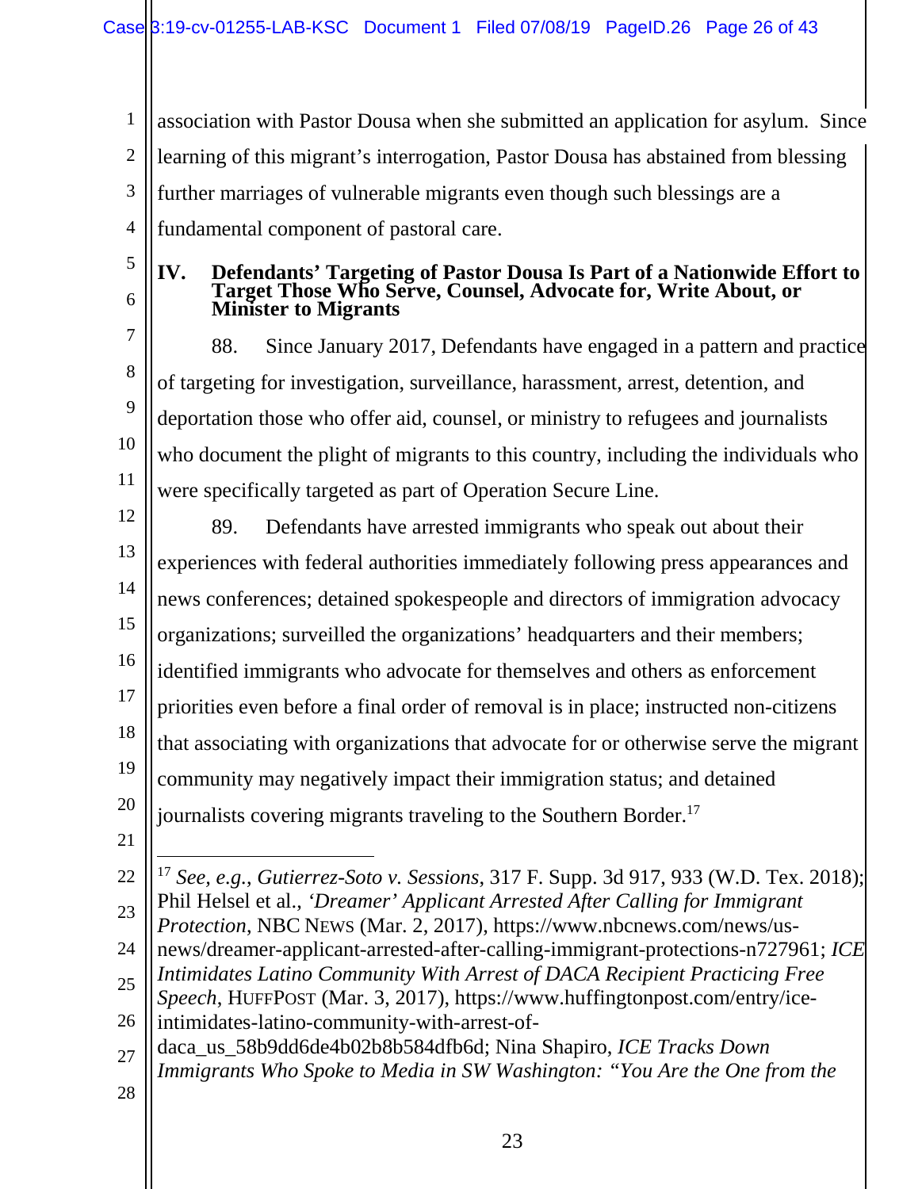association with Pastor Dousa when she submitted an application for asylum. Since learning of this migrant's interrogation, Pastor Dousa has abstained from blessing further marriages of vulnerable migrants even though such blessings are a fundamental component of pastoral care.

## IV. Defendants' Targeting of Pastor Dousa Is Part of a Nationwide Effort to Target Those Who Serve, Counsel, Advocate for, Write About, or Minister to Migrants

88. Since January 2017, Defendants have engaged in a pattern and practice of targeting for investigation, surveillance, harassment, arrest, detention, and deportation those who offer aid, counsel, or ministry to refugees and journalists who document the plight of migrants to this country, including the individuals who were specifically targeted as part of Operation Secure Line.

89. Defendants have arrested immigrants who speak out about their experiences with federal authorities immediately following press appearances and news conferences; detained spokespeople and directors of immigration advocacy organizations; surveilled the organizations' headquarters and their members; identified immigrants who advocate for themselves and others as enforcement priorities even before a final order of removal is in place; instructed non-citizens that associating with organizations that advocate for or otherwise serve the migrant community may negatively impact their immigration status; and detained journalists covering migrants traveling to the Southern Border.[17]

---

[17] *See, e.g.*, *Gutierrez-Soto v. Sessions*, 317 F. Supp. 3d 917, 933 (W.D. Tex. 2018); Phil Helsel et al., *'Dreamer' Applicant Arrested After Calling for Immigrant Protection*, NBC NEWS (Mar. 2, 2017), https://www.nbcnews.com/news/us-news/dreamer-applicant-arrested-after-calling-immigrant-protections-n727961; *ICE Intimidates Latino Community With Arrest of DACA Recipient Practicing Free Speech*, HUFFPOST (Mar. 3, 2017), https://www.huffingtonpost.com/entry/ice-intimidates-latino-community-with-arrest-of-daca_us_58b9dd6de4b02b8b584dfb6d; Nina Shapiro, *ICE Tracks Down Immigrants Who Spoke to Media in SW Washington: "You Are the One from the*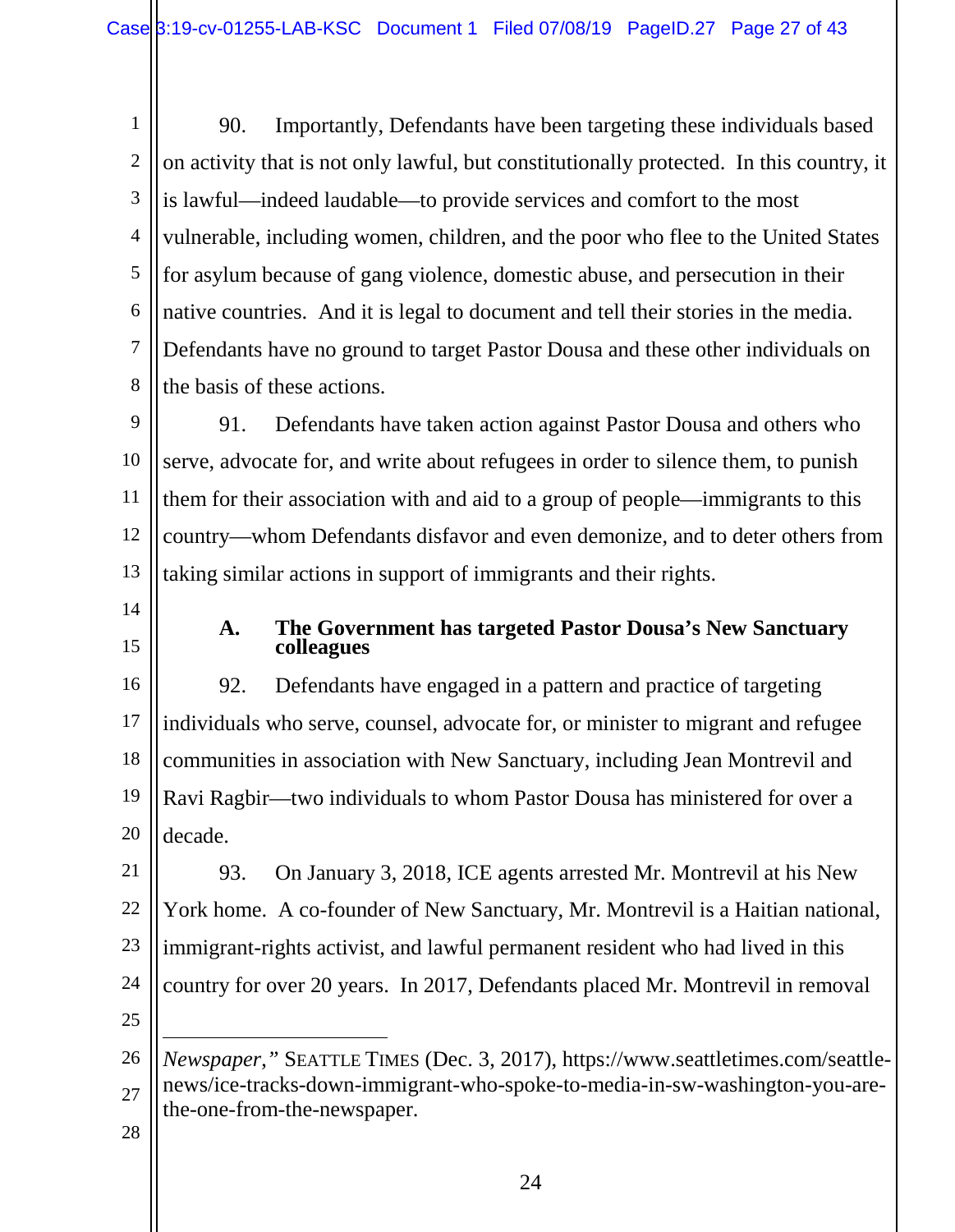90. Importantly, Defendants have been targeting these individuals based on activity that is not only lawful, but constitutionally protected. In this country, it is lawful—indeed laudable—to provide services and comfort to the most vulnerable, including women, children, and the poor who flee to the United States for asylum because of gang violence, domestic abuse, and persecution in their native countries. And it is legal to document and tell their stories in the media. Defendants have no ground to target Pastor Dousa and these other individuals on the basis of these actions.

91. Defendants have taken action against Pastor Dousa and others who serve, advocate for, and write about refugees in order to silence them, to punish them for their association with and aid to a group of people—immigrants to this country—whom Defendants disfavor and even demonize, and to deter others from taking similar actions in support of immigrants and their rights.

### A. The Government has targeted Pastor Dousa's New Sanctuary colleagues

92. Defendants have engaged in a pattern and practice of targeting individuals who serve, counsel, advocate for, or minister to migrant and refugee communities in association with New Sanctuary, including Jean Montrevil and Ravi Ragbir—two individuals to whom Pastor Dousa has ministered for over a decade.

93. On January 3, 2018, ICE agents arrested Mr. Montrevil at his New York home. A co-founder of New Sanctuary, Mr. Montrevil is a Haitian national, immigrant-rights activist, and lawful permanent resident who had lived in this country for over 20 years. In 2017, Defendants placed Mr. Montrevil in removal

---

*Newspaper*," SEATTLE TIMES (Dec. 3, 2017), https://www.seattletimes.com/seattle-news/ice-tracks-down-immigrant-who-spoke-to-media-in-sw-washington-you-are-the-one-from-the-newspaper.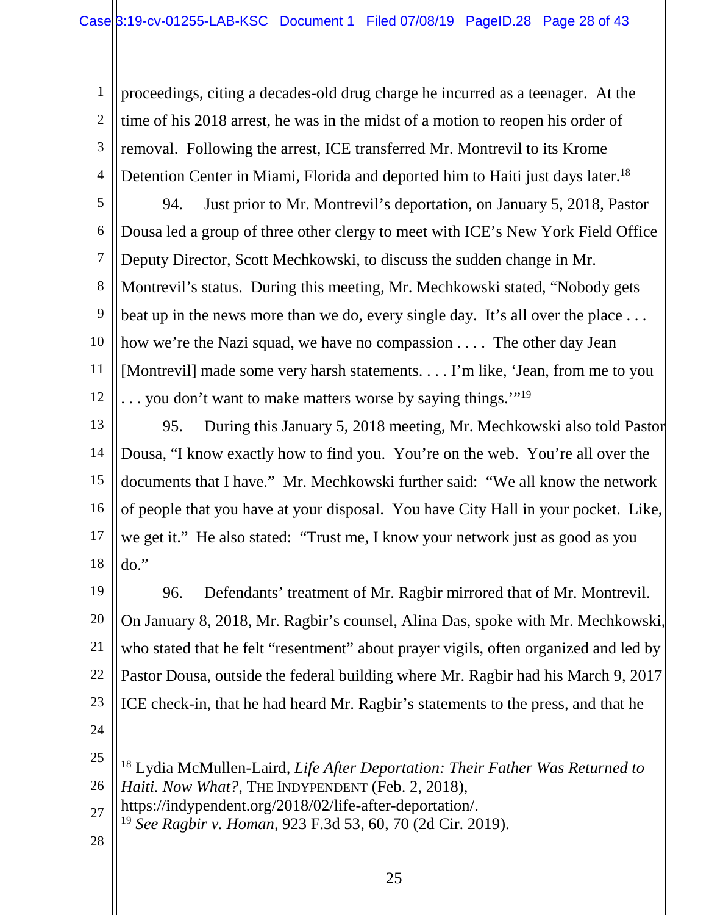proceedings, citing a decades-old drug charge he incurred as a teenager. At the time of his 2018 arrest, he was in the midst of a motion to reopen his order of removal. Following the arrest, ICE transferred Mr. Montrevil to its Krome Detention Center in Miami, Florida and deported him to Haiti just days later.[18]

94. Just prior to Mr. Montrevil's deportation, on January 5, 2018, Pastor Dousa led a group of three other clergy to meet with ICE's New York Field Office Deputy Director, Scott Mechkowski, to discuss the sudden change in Mr. Montrevil's status. During this meeting, Mr. Mechkowski stated, "Nobody gets beat up in the news more than we do, every single day. It's all over the place . . . how we're the Nazi squad, we have no compassion . . . . The other day Jean [Montrevil] made some very harsh statements. . . . I'm like, 'Jean, from me to you . . . you don't want to make matters worse by saying things.'"[19]

95. During this January 5, 2018 meeting, Mr. Mechkowski also told Pastor Dousa, "I know exactly how to find you. You're on the web. You're all over the documents that I have." Mr. Mechkowski further said: "We all know the network of people that you have at your disposal. You have City Hall in your pocket. Like, we get it." He also stated: "Trust me, I know your network just as good as you do."

96. Defendants' treatment of Mr. Ragbir mirrored that of Mr. Montrevil. On January 8, 2018, Mr. Ragbir's counsel, Alina Das, spoke with Mr. Mechkowski, who stated that he felt "resentment" about prayer vigils, often organized and led by Pastor Dousa, outside the federal building where Mr. Ragbir had his March 9, 2017 ICE check-in, that he had heard Mr. Ragbir's statements to the press, and that he

---

[18] Lydia McMullen-Laird, *Life After Deportation: Their Father Was Returned to Haiti. Now What?*, THE INDYPENDENT (Feb. 2, 2018), https://indypendent.org/2018/02/life-after-deportation/.

[19] *See Ragbir v. Homan*, 923 F.3d 53, 60, 70 (2d Cir. 2019).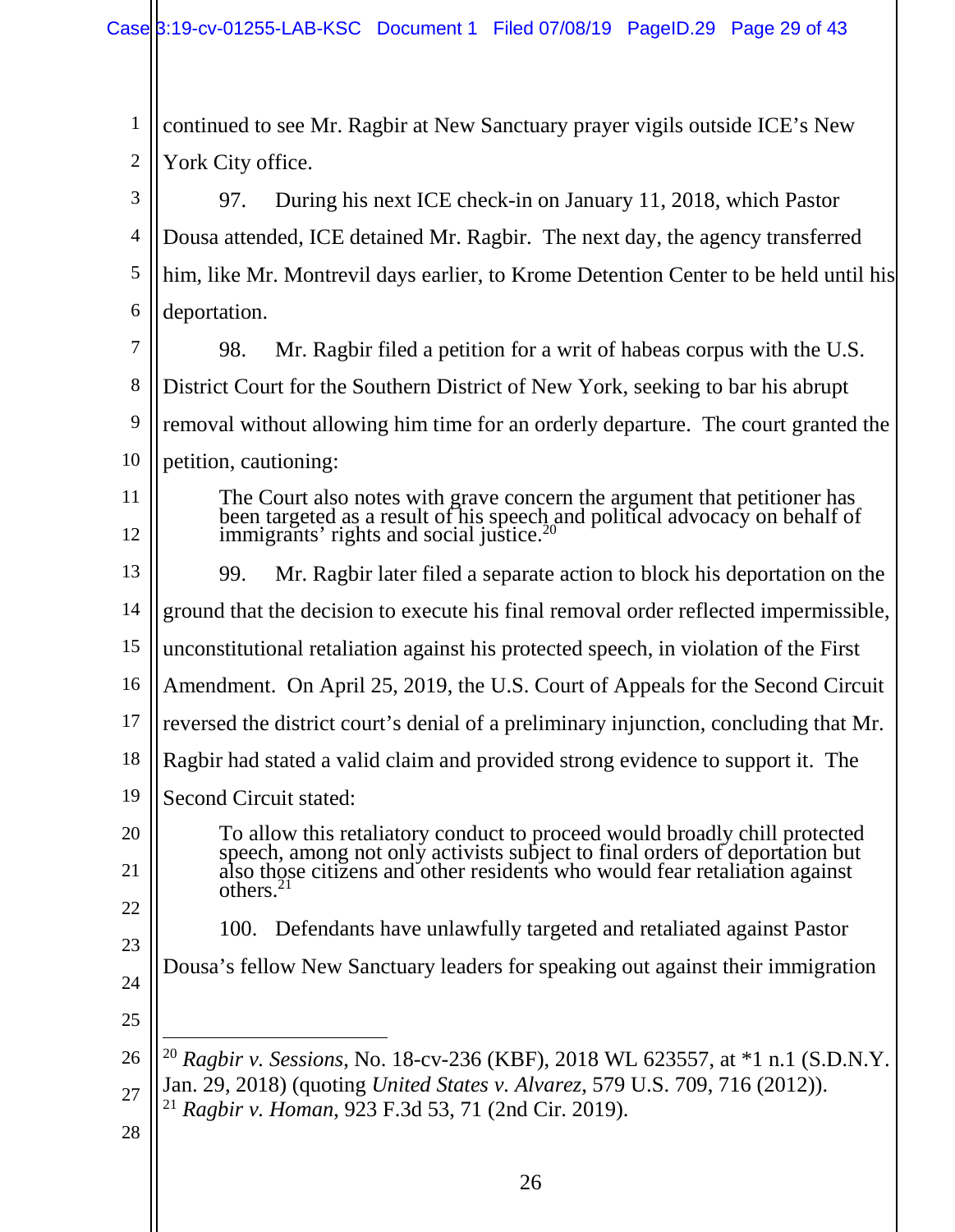continued to see Mr. Ragbir at New Sanctuary prayer vigils outside ICE's New York City office.

97. During his next ICE check-in on January 11, 2018, which Pastor Dousa attended, ICE detained Mr. Ragbir. The next day, the agency transferred him, like Mr. Montrevil days earlier, to Krome Detention Center to be held until his deportation.

98. Mr. Ragbir filed a petition for a writ of habeas corpus with the U.S. District Court for the Southern District of New York, seeking to bar his abrupt removal without allowing him time for an orderly departure. The court granted the petition, cautioning:

> The Court also notes with grave concern the argument that petitioner has been targeted as a result of his speech and political advocacy on behalf of immigrants' rights and social justice.[20]

99. Mr. Ragbir later filed a separate action to block his deportation on the ground that the decision to execute his final removal order reflected impermissible, unconstitutional retaliation against his protected speech, in violation of the First Amendment. On April 25, 2019, the U.S. Court of Appeals for the Second Circuit reversed the district court's denial of a preliminary injunction, concluding that Mr. Ragbir had stated a valid claim and provided strong evidence to support it. The Second Circuit stated:

> To allow this retaliatory conduct to proceed would broadly chill protected speech, among not only activists subject to final orders of deportation but also those citizens and other residents who would fear retaliation against others.[21]

100. Defendants have unlawfully targeted and retaliated against Pastor Dousa's fellow New Sanctuary leaders for speaking out against their immigration

---

[20] *Ragbir v. Sessions*, No. 18-cv-236 (KBF), 2018 WL 623557, at *1 n.1 (S.D.N.Y. Jan. 29, 2018) (quoting *United States v. Alvarez*, 579 U.S. 709, 716 (2012)).

[21] *Ragbir v. Homan*, 923 F.3d 53, 71 (2nd Cir. 2019).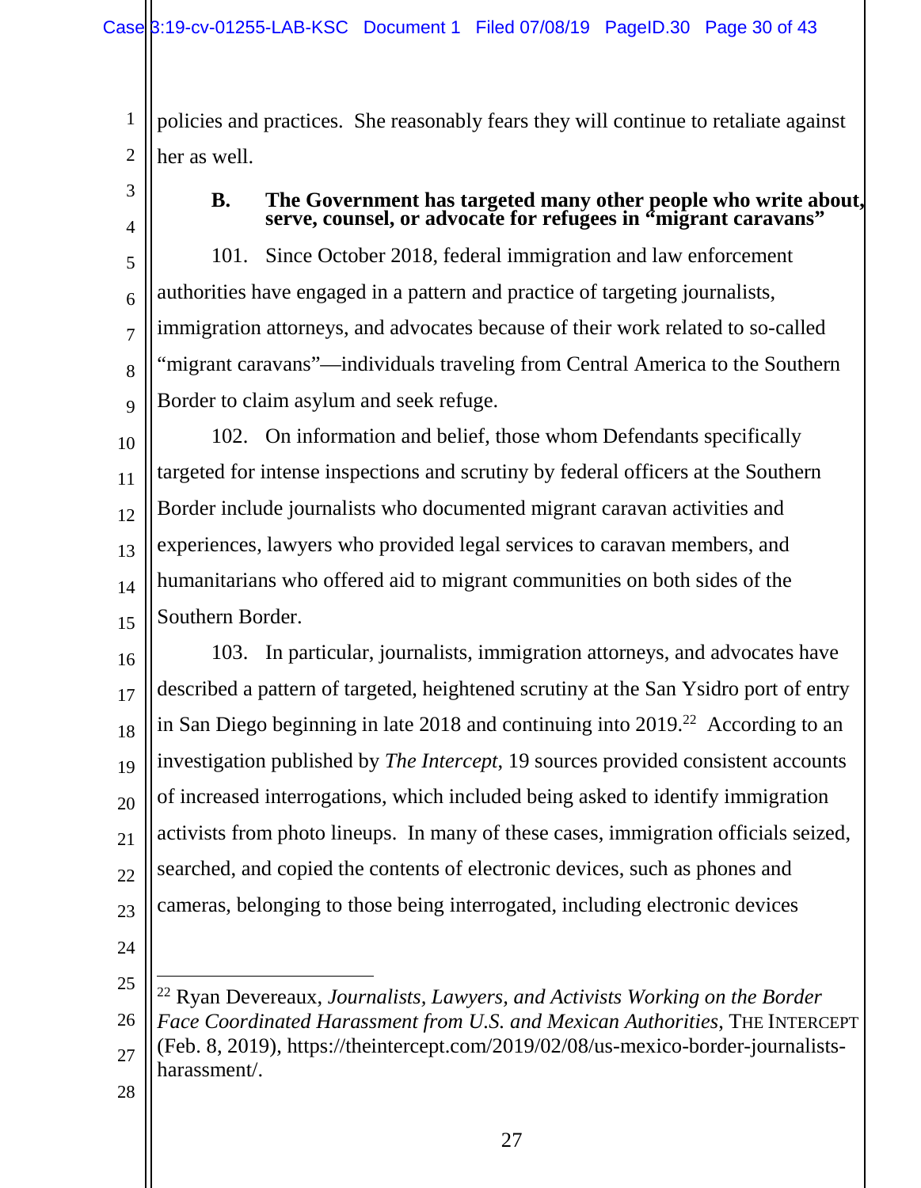policies and practices. She reasonably fears they will continue to retaliate against her as well.

### B. The Government has targeted many other people who write about, serve, counsel, or advocate for refugees in "migrant caravans"

101. Since October 2018, federal immigration and law enforcement authorities have engaged in a pattern and practice of targeting journalists, immigration attorneys, and advocates because of their work related to so-called "migrant caravans"—individuals traveling from Central America to the Southern Border to claim asylum and seek refuge.

102. On information and belief, those whom Defendants specifically targeted for intense inspections and scrutiny by federal officers at the Southern Border include journalists who documented migrant caravan activities and experiences, lawyers who provided legal services to caravan members, and humanitarians who offered aid to migrant communities on both sides of the Southern Border.

103. In particular, journalists, immigration attorneys, and advocates have described a pattern of targeted, heightened scrutiny at the San Ysidro port of entry in San Diego beginning in late 2018 and continuing into 2019.[22] According to an investigation published by *The Intercept*, 19 sources provided consistent accounts of increased interrogations, which included being asked to identify immigration activists from photo lineups. In many of these cases, immigration officials seized, searched, and copied the contents of electronic devices, such as phones and cameras, belonging to those being interrogated, including electronic devices

---

[22] Ryan Devereaux, *Journalists, Lawyers, and Activists Working on the Border Face Coordinated Harassment from U.S. and Mexican Authorities*, THE INTERCEPT (Feb. 8, 2019), https://theintercept.com/2019/02/08/us-mexico-border-journalists-harassment/.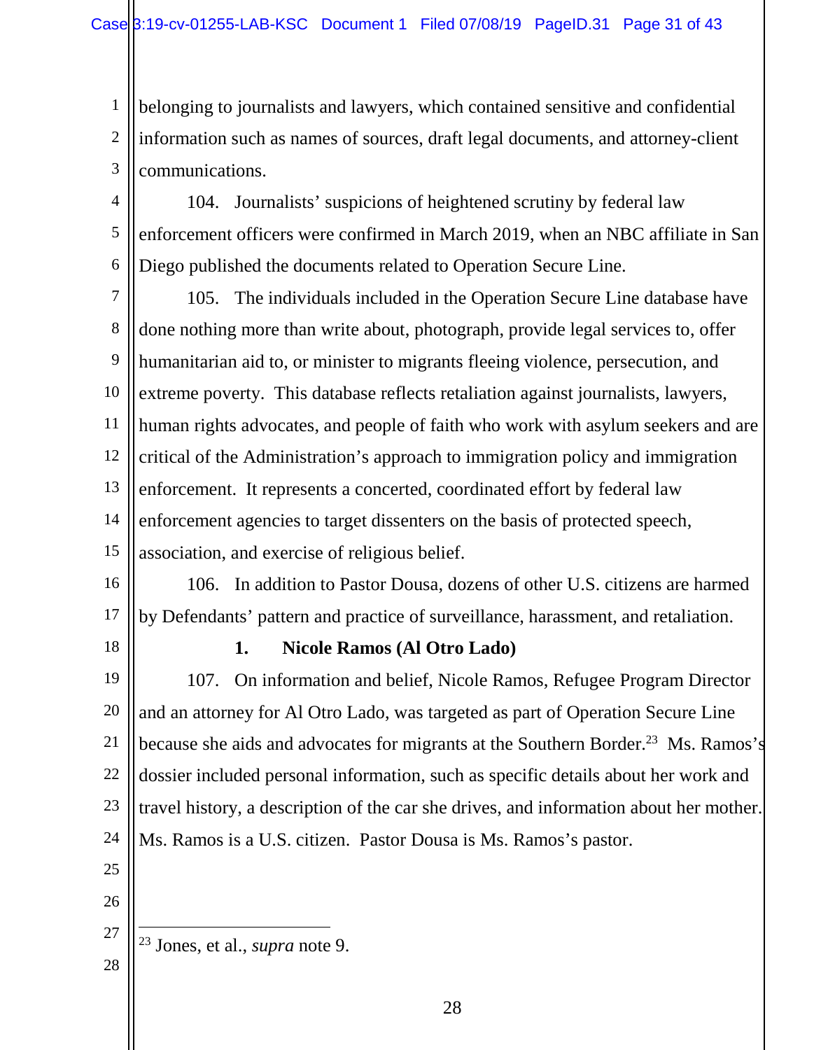belonging to journalists and lawyers, which contained sensitive and confidential information such as names of sources, draft legal documents, and attorney-client communications.

104. Journalists' suspicions of heightened scrutiny by federal law enforcement officers were confirmed in March 2019, when an NBC affiliate in San Diego published the documents related to Operation Secure Line.

105. The individuals included in the Operation Secure Line database have done nothing more than write about, photograph, provide legal services to, offer humanitarian aid to, or minister to migrants fleeing violence, persecution, and extreme poverty. This database reflects retaliation against journalists, lawyers, human rights advocates, and people of faith who work with asylum seekers and are critical of the Administration's approach to immigration policy and immigration enforcement. It represents a concerted, coordinated effort by federal law enforcement agencies to target dissenters on the basis of protected speech, association, and exercise of religious belief.

106. In addition to Pastor Dousa, dozens of other U.S. citizens are harmed by Defendants' pattern and practice of surveillance, harassment, and retaliation.

**1. Nicole Ramos (Al Otro Lado)**

107. On information and belief, Nicole Ramos, Refugee Program Director and an attorney for Al Otro Lado, was targeted as part of Operation Secure Line because she aids and advocates for migrants at the Southern Border.[23] Ms. Ramos's dossier included personal information, such as specific details about her work and travel history, a description of the car she drives, and information about her mother. Ms. Ramos is a U.S. citizen. Pastor Dousa is Ms. Ramos's pastor.

[23] Jones, et al., *supra* note 9.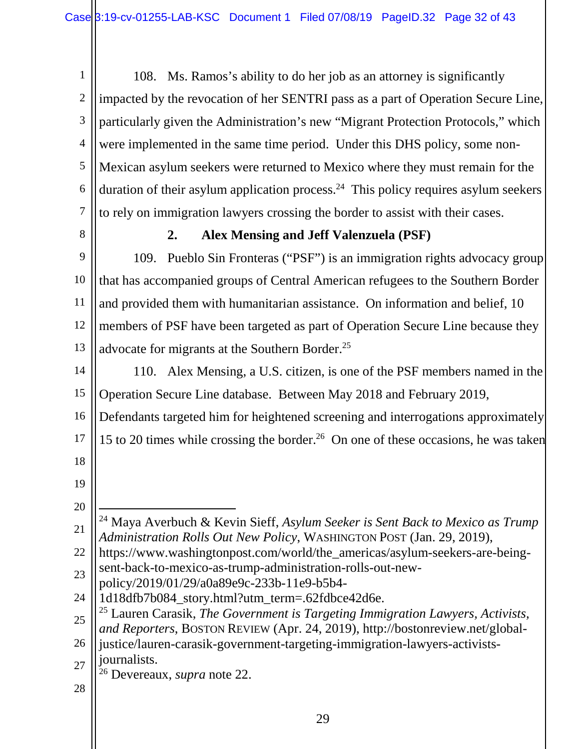108. Ms. Ramos's ability to do her job as an attorney is significantly impacted by the revocation of her SENTRI pass as a part of Operation Secure Line, particularly given the Administration's new "Migrant Protection Protocols," which were implemented in the same time period. Under this DHS policy, some non-Mexican asylum seekers were returned to Mexico where they must remain for the duration of their asylum application process.[24] This policy requires asylum seekers to rely on immigration lawyers crossing the border to assist with their cases.

### 2. Alex Mensing and Jeff Valenzuela (PSF)

109. Pueblo Sin Fronteras ("PSF") is an immigration rights advocacy group that has accompanied groups of Central American refugees to the Southern Border and provided them with humanitarian assistance. On information and belief, 10 members of PSF have been targeted as part of Operation Secure Line because they advocate for migrants at the Southern Border.[25]

110. Alex Mensing, a U.S. citizen, is one of the PSF members named in the Operation Secure Line database. Between May 2018 and February 2019, Defendants targeted him for heightened screening and interrogations approximately 15 to 20 times while crossing the border.[26] On one of these occasions, he was taken

---

[24] Maya Averbuch & Kevin Sieff, *Asylum Seeker is Sent Back to Mexico as Trump Administration Rolls Out New Policy*, WASHINGTON POST (Jan. 29, 2019), https://www.washingtonpost.com/world/the_americas/asylum-seekers-are-being-sent-back-to-mexico-as-trump-administration-rolls-out-new-policy/2019/01/29/a0a89e9c-233b-11e9-b5b4-1d18dfb7b084_story.html?utm_term=.62fdbce42d6e.

[25] Lauren Carasik, *The Government is Targeting Immigration Lawyers, Activists, and Reporters*, BOSTON REVIEW (Apr. 24, 2019), http://bostonreview.net/global-justice/lauren-carasik-government-targeting-immigration-lawyers-activists-journalists.

[26] Devereaux, *supra* note 22.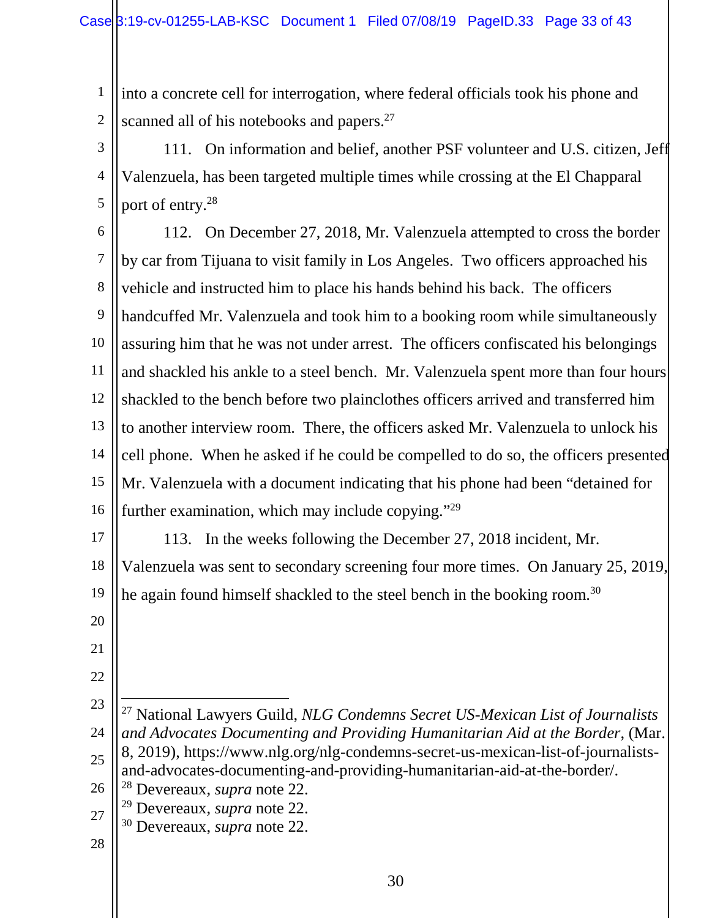into a concrete cell for interrogation, where federal officials took his phone and scanned all of his notebooks and papers.[27]

111. On information and belief, another PSF volunteer and U.S. citizen, Jeff Valenzuela, has been targeted multiple times while crossing at the El Chapparal port of entry.[28]

112. On December 27, 2018, Mr. Valenzuela attempted to cross the border by car from Tijuana to visit family in Los Angeles. Two officers approached his vehicle and instructed him to place his hands behind his back. The officers handcuffed Mr. Valenzuela and took him to a booking room while simultaneously assuring him that he was not under arrest. The officers confiscated his belongings and shackled his ankle to a steel bench. Mr. Valenzuela spent more than four hours shackled to the bench before two plainclothes officers arrived and transferred him to another interview room. There, the officers asked Mr. Valenzuela to unlock his cell phone. When he asked if he could be compelled to do so, the officers presented Mr. Valenzuela with a document indicating that his phone had been "detained for further examination, which may include copying."[29]

113. In the weeks following the December 27, 2018 incident, Mr. Valenzuela was sent to secondary screening four more times. On January 25, 2019, he again found himself shackled to the steel bench in the booking room.[30]

---

[27] National Lawyers Guild, *NLG Condemns Secret US-Mexican List of Journalists and Advocates Documenting and Providing Humanitarian Aid at the Border*, (Mar. 8, 2019), https://www.nlg.org/nlg-condemns-secret-us-mexican-list-of-journalists-and-advocates-documenting-and-providing-humanitarian-aid-at-the-border/.

[28] Devereaux, *supra* note 22.

[29] Devereaux, *supra* note 22.

[30] Devereaux, *supra* note 22.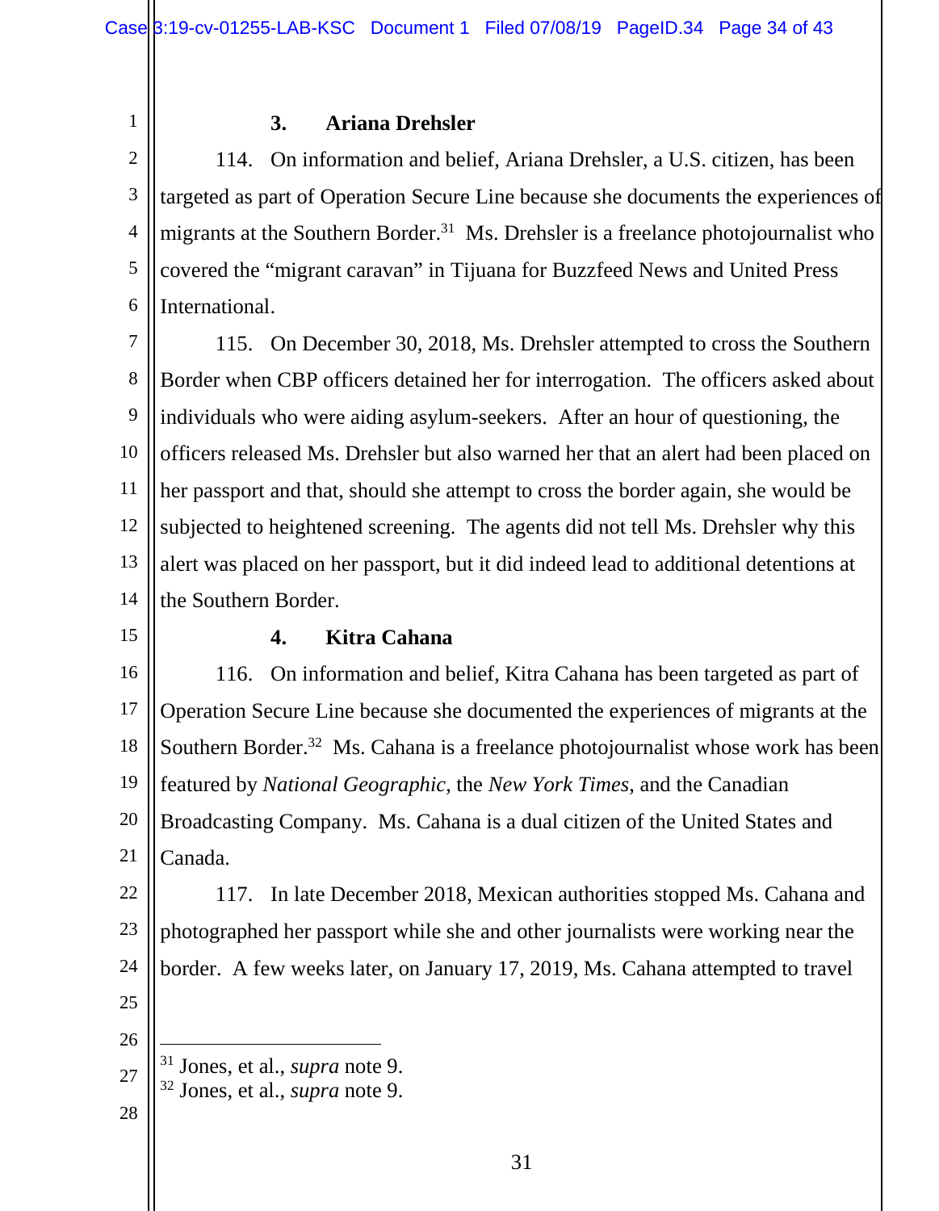### 3. Ariana Drehsler

114. On information and belief, Ariana Drehsler, a U.S. citizen, has been targeted as part of Operation Secure Line because she documents the experiences of migrants at the Southern Border.[31] Ms. Drehsler is a freelance photojournalist who covered the "migrant caravan" in Tijuana for Buzzfeed News and United Press International.

115. On December 30, 2018, Ms. Drehsler attempted to cross the Southern Border when CBP officers detained her for interrogation. The officers asked about individuals who were aiding asylum-seekers. After an hour of questioning, the officers released Ms. Drehsler but also warned her that an alert had been placed on her passport and that, should she attempt to cross the border again, she would be subjected to heightened screening. The agents did not tell Ms. Drehsler why this alert was placed on her passport, but it did indeed lead to additional detentions at the Southern Border.

### 4. Kitra Cahana

116. On information and belief, Kitra Cahana has been targeted as part of Operation Secure Line because she documented the experiences of migrants at the Southern Border.[32] Ms. Cahana is a freelance photojournalist whose work has been featured by *National Geographic*, the *New York Times*, and the Canadian Broadcasting Company. Ms. Cahana is a dual citizen of the United States and Canada.

117. In late December 2018, Mexican authorities stopped Ms. Cahana and photographed her passport while she and other journalists were working near the border. A few weeks later, on January 17, 2019, Ms. Cahana attempted to travel

---

[31] Jones, et al., *supra* note 9.

[32] Jones, et al., *supra* note 9.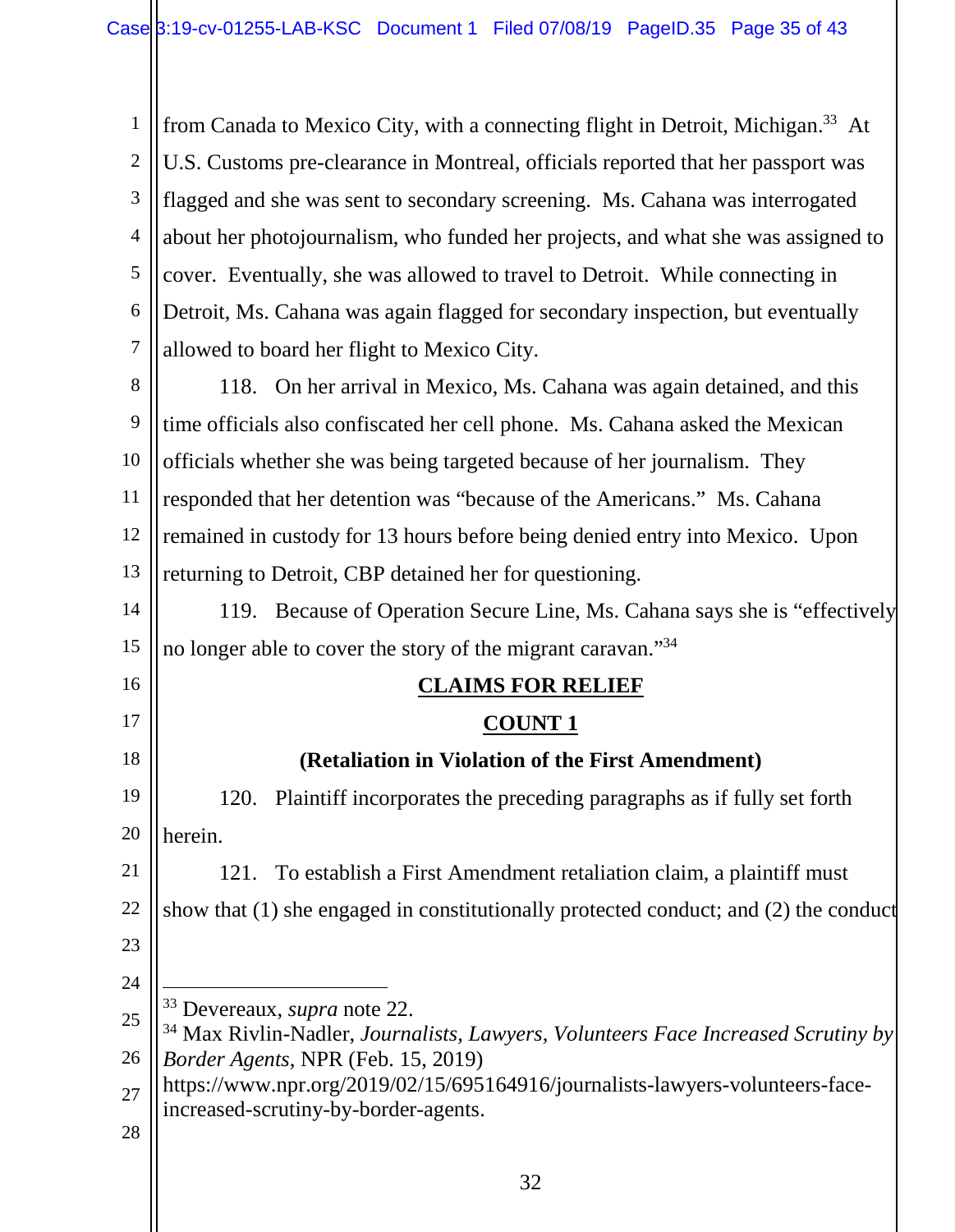from Canada to Mexico City, with a connecting flight in Detroit, Michigan.[33] At U.S. Customs pre-clearance in Montreal, officials reported that her passport was flagged and she was sent to secondary screening. Ms. Cahana was interrogated about her photojournalism, who funded her projects, and what she was assigned to cover. Eventually, she was allowed to travel to Detroit. While connecting in Detroit, Ms. Cahana was again flagged for secondary inspection, but eventually allowed to board her flight to Mexico City.

118. On her arrival in Mexico, Ms. Cahana was again detained, and this time officials also confiscated her cell phone. Ms. Cahana asked the Mexican officials whether she was being targeted because of her journalism. They responded that her detention was "because of the Americans." Ms. Cahana remained in custody for 13 hours before being denied entry into Mexico. Upon returning to Detroit, CBP detained her for questioning.

119. Because of Operation Secure Line, Ms. Cahana says she is "effectively no longer able to cover the story of the migrant caravan."[34]

## CLAIMS FOR RELIEF

## COUNT 1

### (Retaliation in Violation of the First Amendment)

120. Plaintiff incorporates the preceding paragraphs as if fully set forth herein.

121. To establish a First Amendment retaliation claim, a plaintiff must show that (1) she engaged in constitutionally protected conduct; and (2) the conduct

---

[33] Devereaux, *supra* note 22.

[34] Max Rivlin-Nadler, *Journalists, Lawyers, Volunteers Face Increased Scrutiny by Border Agents*, NPR (Feb. 15, 2019) https://www.npr.org/2019/02/15/695164916/journalists-lawyers-volunteers-face-increased-scrutiny-by-border-agents.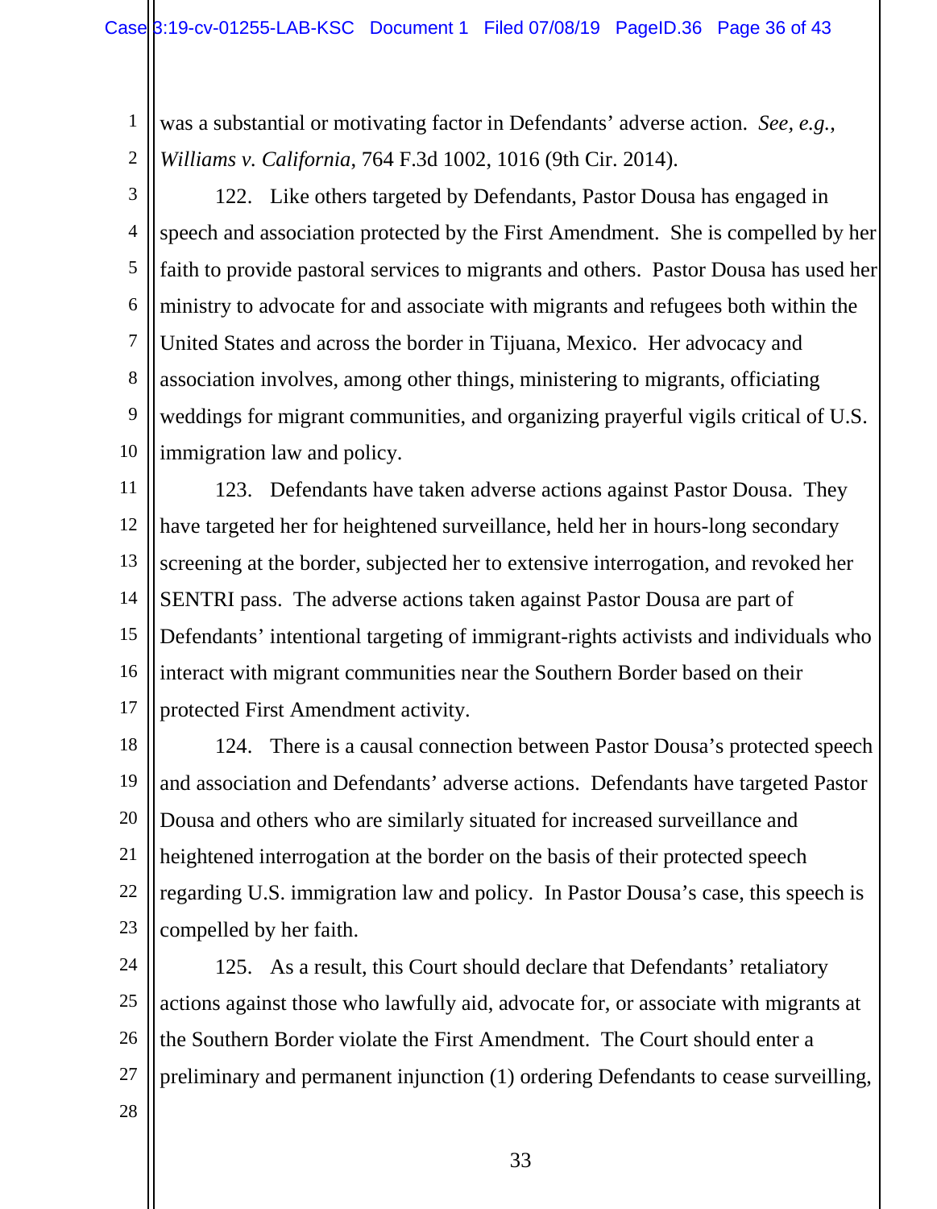was a substantial or motivating factor in Defendants' adverse action. *See, e.g.*, *Williams v. California*, 764 F.3d 1002, 1016 (9th Cir. 2014).

122. Like others targeted by Defendants, Pastor Dousa has engaged in speech and association protected by the First Amendment. She is compelled by her faith to provide pastoral services to migrants and others. Pastor Dousa has used her ministry to advocate for and associate with migrants and refugees both within the United States and across the border in Tijuana, Mexico. Her advocacy and association involves, among other things, ministering to migrants, officiating weddings for migrant communities, and organizing prayerful vigils critical of U.S. immigration law and policy.

123. Defendants have taken adverse actions against Pastor Dousa. They have targeted her for heightened surveillance, held her in hours-long secondary screening at the border, subjected her to extensive interrogation, and revoked her SENTRI pass. The adverse actions taken against Pastor Dousa are part of Defendants' intentional targeting of immigrant-rights activists and individuals who interact with migrant communities near the Southern Border based on their protected First Amendment activity.

124. There is a causal connection between Pastor Dousa's protected speech and association and Defendants' adverse actions. Defendants have targeted Pastor Dousa and others who are similarly situated for increased surveillance and heightened interrogation at the border on the basis of their protected speech regarding U.S. immigration law and policy. In Pastor Dousa's case, this speech is compelled by her faith.

125. As a result, this Court should declare that Defendants' retaliatory actions against those who lawfully aid, advocate for, or associate with migrants at the Southern Border violate the First Amendment. The Court should enter a preliminary and permanent injunction (1) ordering Defendants to cease surveilling,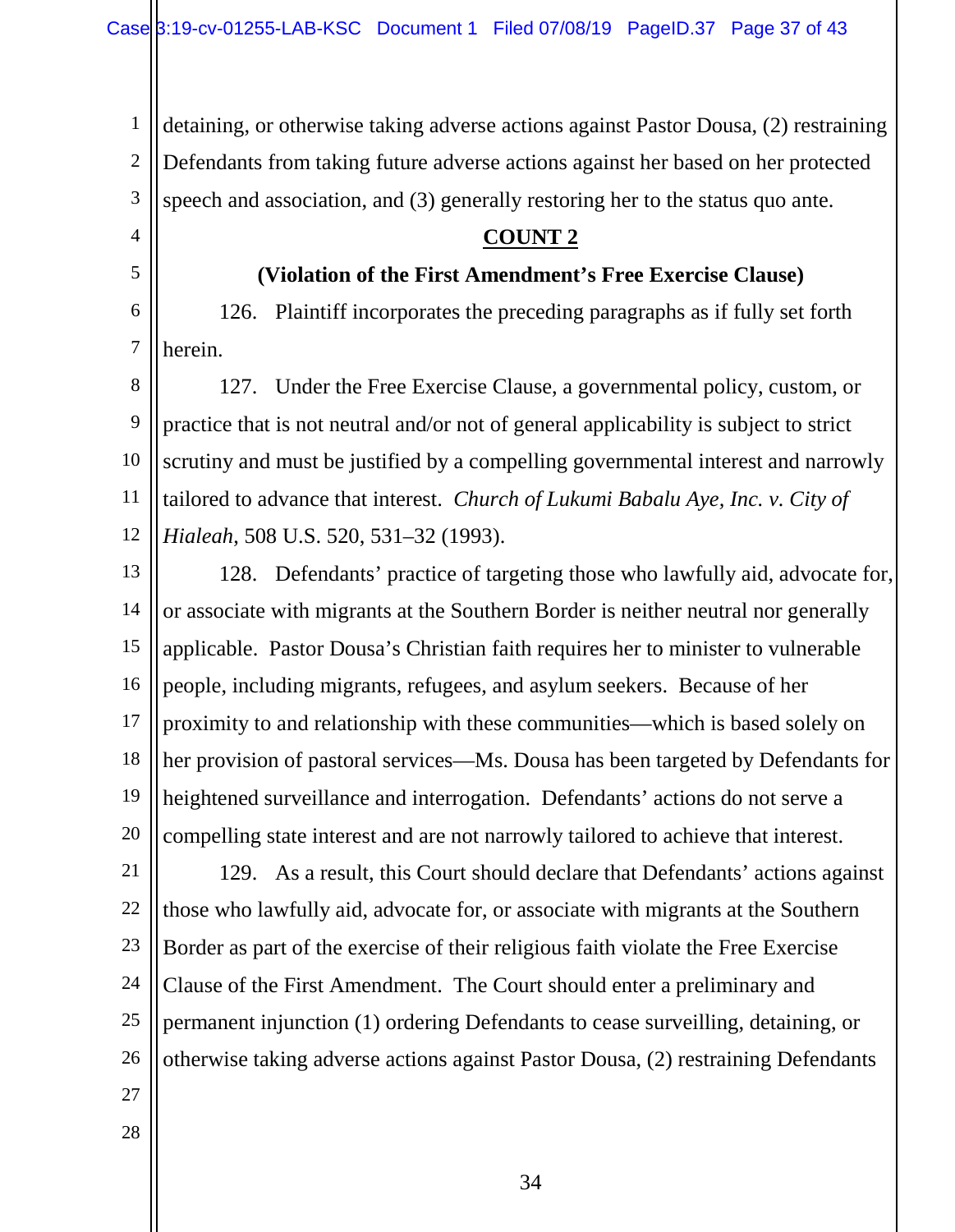detaining, or otherwise taking adverse actions against Pastor Dousa, (2) restraining Defendants from taking future adverse actions against her based on her protected speech and association, and (3) generally restoring her to the status quo ante.

**COUNT 2**

**(Violation of the First Amendment's Free Exercise Clause)**

126. Plaintiff incorporates the preceding paragraphs as if fully set forth herein.

127. Under the Free Exercise Clause, a governmental policy, custom, or practice that is not neutral and/or not of general applicability is subject to strict scrutiny and must be justified by a compelling governmental interest and narrowly tailored to advance that interest. *Church of Lukumi Babalu Aye, Inc. v. City of Hialeah*, 508 U.S. 520, 531–32 (1993).

128. Defendants' practice of targeting those who lawfully aid, advocate for, or associate with migrants at the Southern Border is neither neutral nor generally applicable. Pastor Dousa's Christian faith requires her to minister to vulnerable people, including migrants, refugees, and asylum seekers. Because of her proximity to and relationship with these communities—which is based solely on her provision of pastoral services—Ms. Dousa has been targeted by Defendants for heightened surveillance and interrogation. Defendants' actions do not serve a compelling state interest and are not narrowly tailored to achieve that interest.

129. As a result, this Court should declare that Defendants' actions against those who lawfully aid, advocate for, or associate with migrants at the Southern Border as part of the exercise of their religious faith violate the Free Exercise Clause of the First Amendment. The Court should enter a preliminary and permanent injunction (1) ordering Defendants to cease surveilling, detaining, or otherwise taking adverse actions against Pastor Dousa, (2) restraining Defendants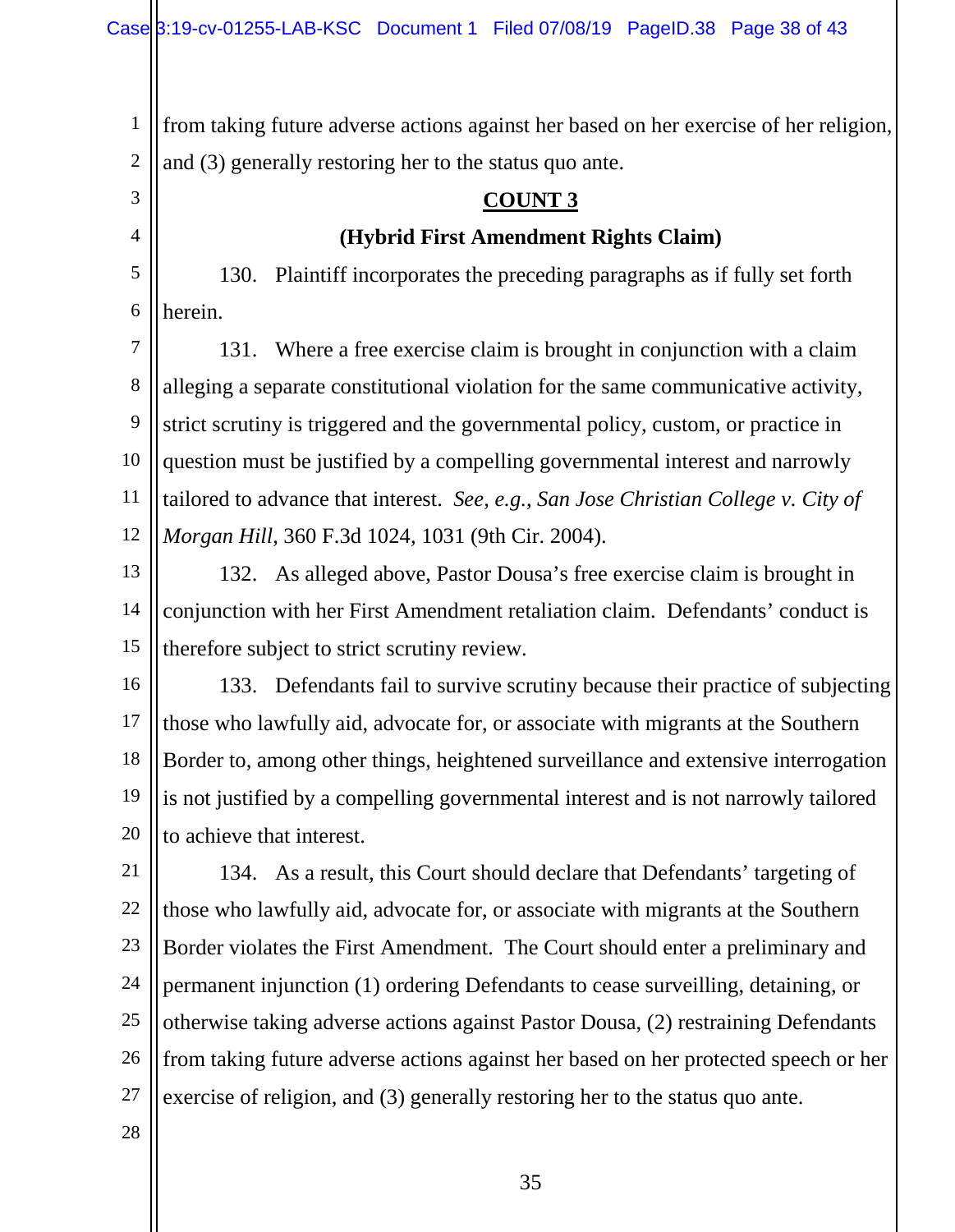from taking future adverse actions against her based on her exercise of her religion, and (3) generally restoring her to the status quo ante.

**COUNT 3**

**(Hybrid First Amendment Rights Claim)**

130. Plaintiff incorporates the preceding paragraphs as if fully set forth herein.

131. Where a free exercise claim is brought in conjunction with a claim alleging a separate constitutional violation for the same communicative activity, strict scrutiny is triggered and the governmental policy, custom, or practice in question must be justified by a compelling governmental interest and narrowly tailored to advance that interest. *See, e.g.*, *San Jose Christian College v. City of Morgan Hill*, 360 F.3d 1024, 1031 (9th Cir. 2004).

132. As alleged above, Pastor Dousa's free exercise claim is brought in conjunction with her First Amendment retaliation claim. Defendants' conduct is therefore subject to strict scrutiny review.

133. Defendants fail to survive scrutiny because their practice of subjecting those who lawfully aid, advocate for, or associate with migrants at the Southern Border to, among other things, heightened surveillance and extensive interrogation is not justified by a compelling governmental interest and is not narrowly tailored to achieve that interest.

134. As a result, this Court should declare that Defendants' targeting of those who lawfully aid, advocate for, or associate with migrants at the Southern Border violates the First Amendment. The Court should enter a preliminary and permanent injunction (1) ordering Defendants to cease surveilling, detaining, or otherwise taking adverse actions against Pastor Dousa, (2) restraining Defendants from taking future adverse actions against her based on her protected speech or her exercise of religion, and (3) generally restoring her to the status quo ante.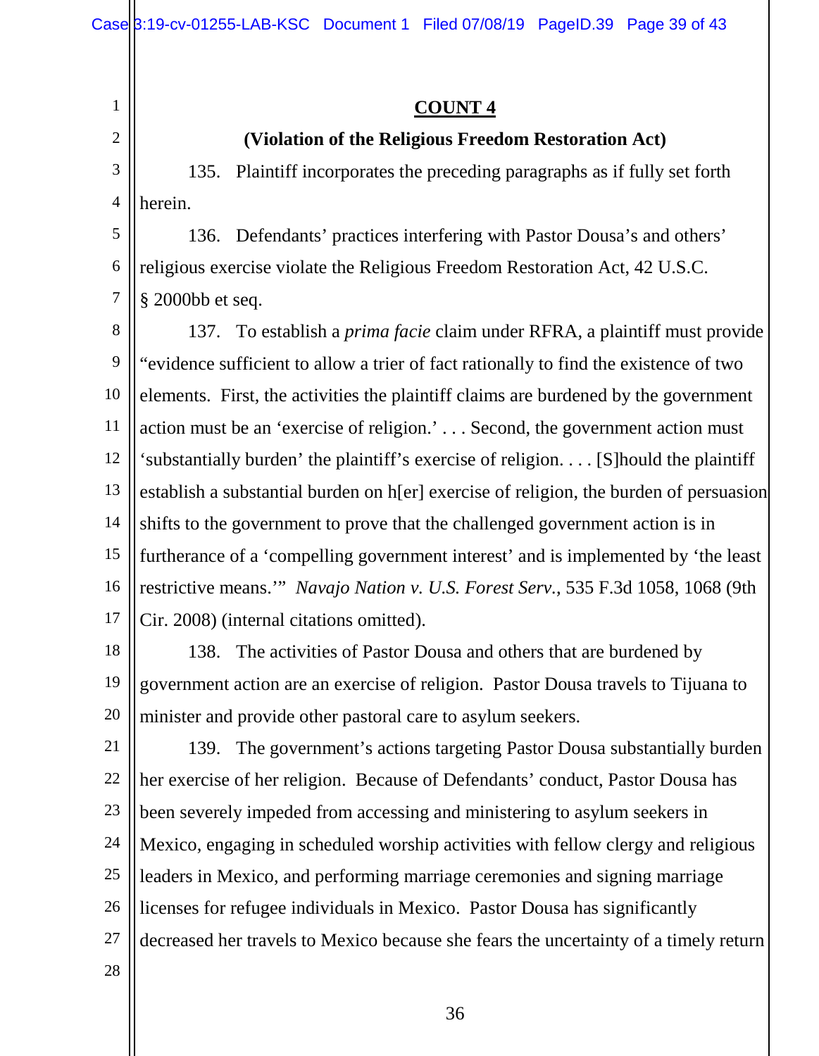**COUNT 4**

**(Violation of the Religious Freedom Restoration Act)**

135. Plaintiff incorporates the preceding paragraphs as if fully set forth herein.

136. Defendants' practices interfering with Pastor Dousa's and others' religious exercise violate the Religious Freedom Restoration Act, 42 U.S.C. § 2000bb et seq.

137. To establish a *prima facie* claim under RFRA, a plaintiff must provide "evidence sufficient to allow a trier of fact rationally to find the existence of two elements. First, the activities the plaintiff claims are burdened by the government action must be an 'exercise of religion.' . . . Second, the government action must 'substantially burden' the plaintiff's exercise of religion. . . . [S]hould the plaintiff establish a substantial burden on h[er] exercise of religion, the burden of persuasion shifts to the government to prove that the challenged government action is in furtherance of a 'compelling government interest' and is implemented by 'the least restrictive means.'" *Navajo Nation v. U.S. Forest Serv.*, 535 F.3d 1058, 1068 (9th Cir. 2008) (internal citations omitted).

138. The activities of Pastor Dousa and others that are burdened by government action are an exercise of religion. Pastor Dousa travels to Tijuana to minister and provide other pastoral care to asylum seekers.

139. The government's actions targeting Pastor Dousa substantially burden her exercise of her religion. Because of Defendants' conduct, Pastor Dousa has been severely impeded from accessing and ministering to asylum seekers in Mexico, engaging in scheduled worship activities with fellow clergy and religious leaders in Mexico, and performing marriage ceremonies and signing marriage licenses for refugee individuals in Mexico. Pastor Dousa has significantly decreased her travels to Mexico because she fears the uncertainty of a timely return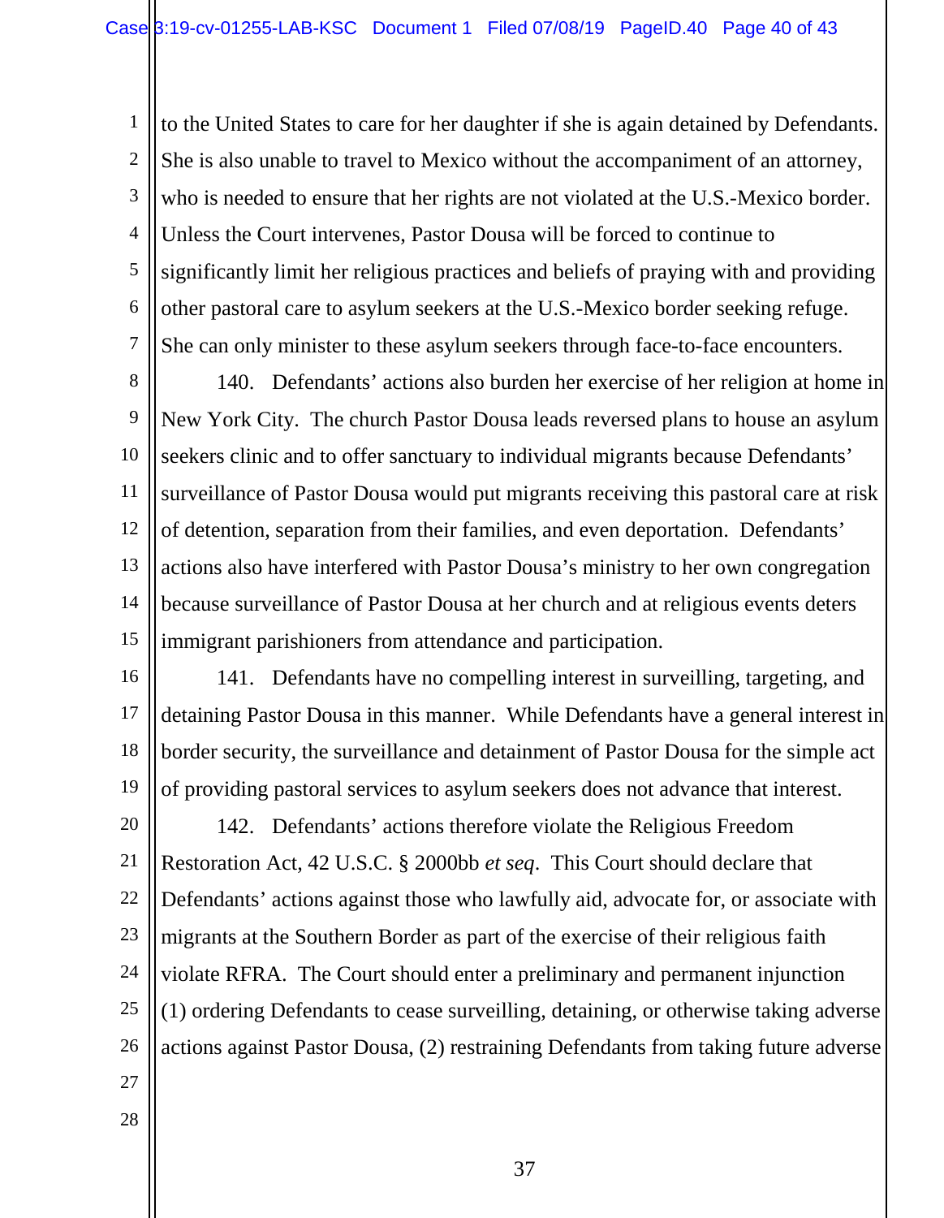to the United States to care for her daughter if she is again detained by Defendants. She is also unable to travel to Mexico without the accompaniment of an attorney, who is needed to ensure that her rights are not violated at the U.S.-Mexico border. Unless the Court intervenes, Pastor Dousa will be forced to continue to significantly limit her religious practices and beliefs of praying with and providing other pastoral care to asylum seekers at the U.S.-Mexico border seeking refuge. She can only minister to these asylum seekers through face-to-face encounters.

140. Defendants' actions also burden her exercise of her religion at home in New York City. The church Pastor Dousa leads reversed plans to house an asylum seekers clinic and to offer sanctuary to individual migrants because Defendants' surveillance of Pastor Dousa would put migrants receiving this pastoral care at risk of detention, separation from their families, and even deportation. Defendants' actions also have interfered with Pastor Dousa's ministry to her own congregation because surveillance of Pastor Dousa at her church and at religious events deters immigrant parishioners from attendance and participation.

141. Defendants have no compelling interest in surveilling, targeting, and detaining Pastor Dousa in this manner. While Defendants have a general interest in border security, the surveillance and detainment of Pastor Dousa for the simple act of providing pastoral services to asylum seekers does not advance that interest.

142. Defendants' actions therefore violate the Religious Freedom Restoration Act, 42 U.S.C. § 2000bb *et seq*. This Court should declare that Defendants' actions against those who lawfully aid, advocate for, or associate with migrants at the Southern Border as part of the exercise of their religious faith violate RFRA. The Court should enter a preliminary and permanent injunction (1) ordering Defendants to cease surveilling, detaining, or otherwise taking adverse actions against Pastor Dousa, (2) restraining Defendants from taking future adverse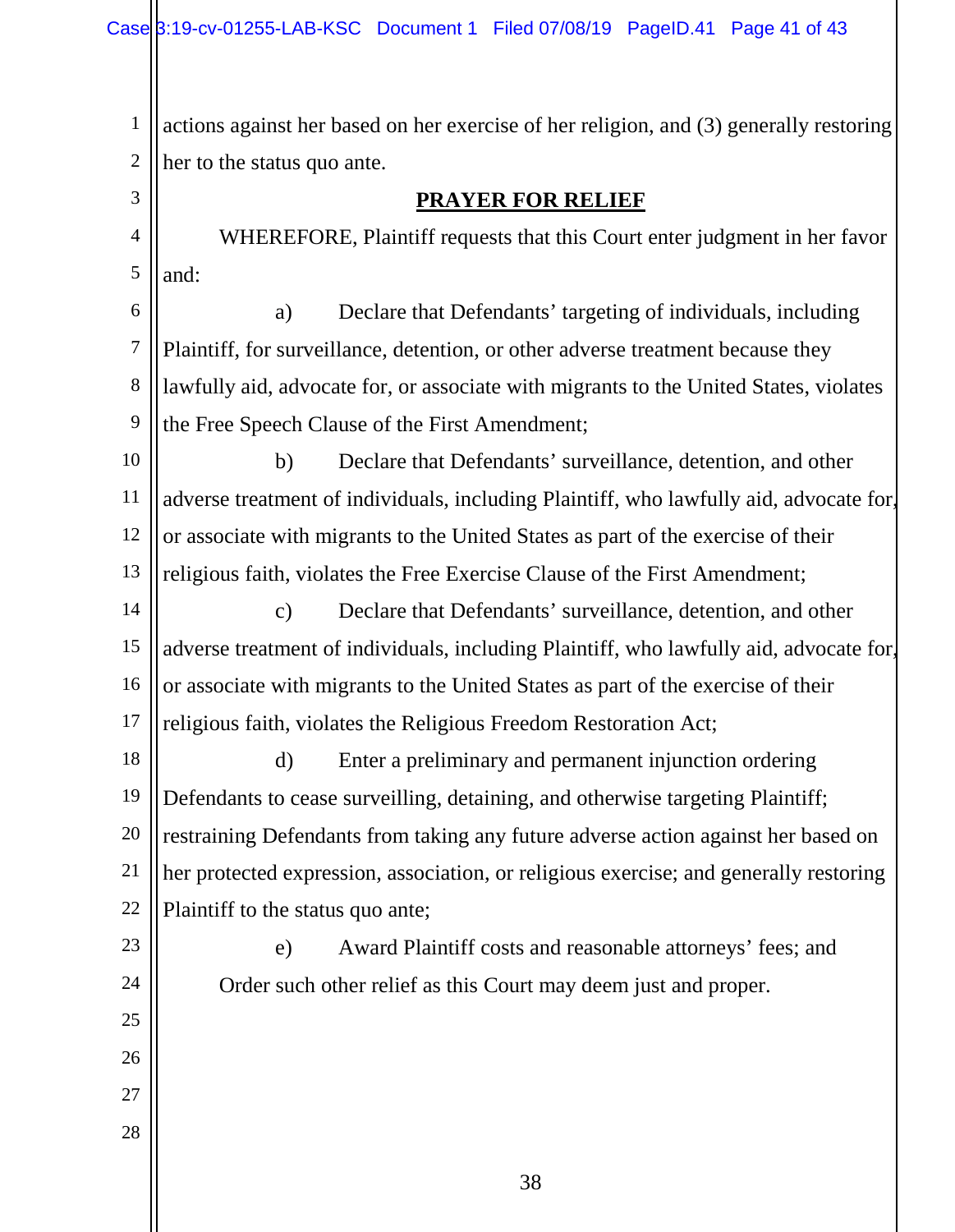actions against her based on her exercise of her religion, and (3) generally restoring her to the status quo ante.

## PRAYER FOR RELIEF

WHEREFORE, Plaintiff requests that this Court enter judgment in her favor and:

a) Declare that Defendants' targeting of individuals, including Plaintiff, for surveillance, detention, or other adverse treatment because they lawfully aid, advocate for, or associate with migrants to the United States, violates the Free Speech Clause of the First Amendment;

b) Declare that Defendants' surveillance, detention, and other adverse treatment of individuals, including Plaintiff, who lawfully aid, advocate for, or associate with migrants to the United States as part of the exercise of their religious faith, violates the Free Exercise Clause of the First Amendment;

c) Declare that Defendants' surveillance, detention, and other adverse treatment of individuals, including Plaintiff, who lawfully aid, advocate for, or associate with migrants to the United States as part of the exercise of their religious faith, violates the Religious Freedom Restoration Act;

d) Enter a preliminary and permanent injunction ordering Defendants to cease surveilling, detaining, and otherwise targeting Plaintiff; restraining Defendants from taking any future adverse action against her based on her protected expression, association, or religious exercise; and generally restoring Plaintiff to the status quo ante;

e) Award Plaintiff costs and reasonable attorneys' fees; and

Order such other relief as this Court may deem just and proper.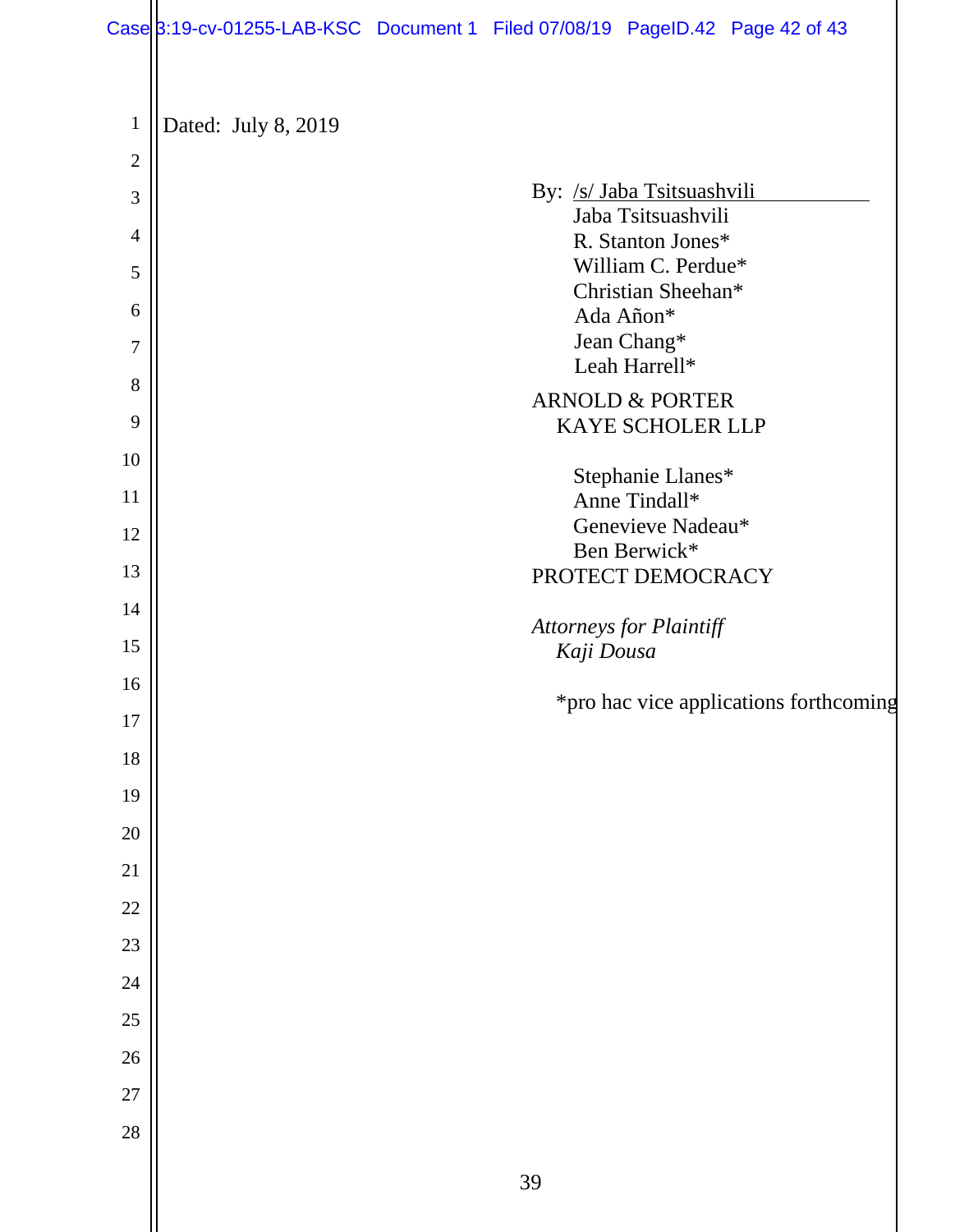Dated: July 8, 2019

By: /s/ Jaba Tsitsuashvili
Jaba Tsitsuashvili
R. Stanton Jones*
William C. Perdue*
Christian Sheehan*
Ada Añon*
Jean Chang*
Leah Harrell*

ARNOLD & PORTER
KAYE SCHOLER LLP

Stephanie Llanes*
Anne Tindall*
Genevieve Nadeau*
Ben Berwick*
PROTECT DEMOCRACY

*Attorneys for Plaintiff Kaji Dousa*

*pro hac vice applications forthcoming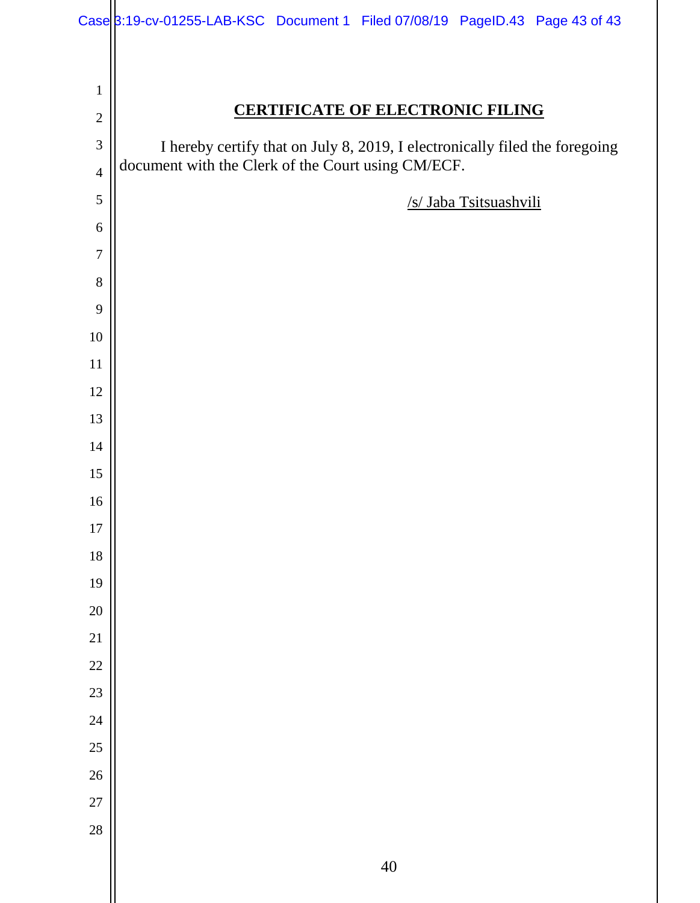## CERTIFICATE OF ELECTRONIC FILING

I hereby certify that on July 8, 2019, I electronically filed the foregoing document with the Clerk of the Court using CM/ECF.

/s/ Jaba Tsitsuashvili